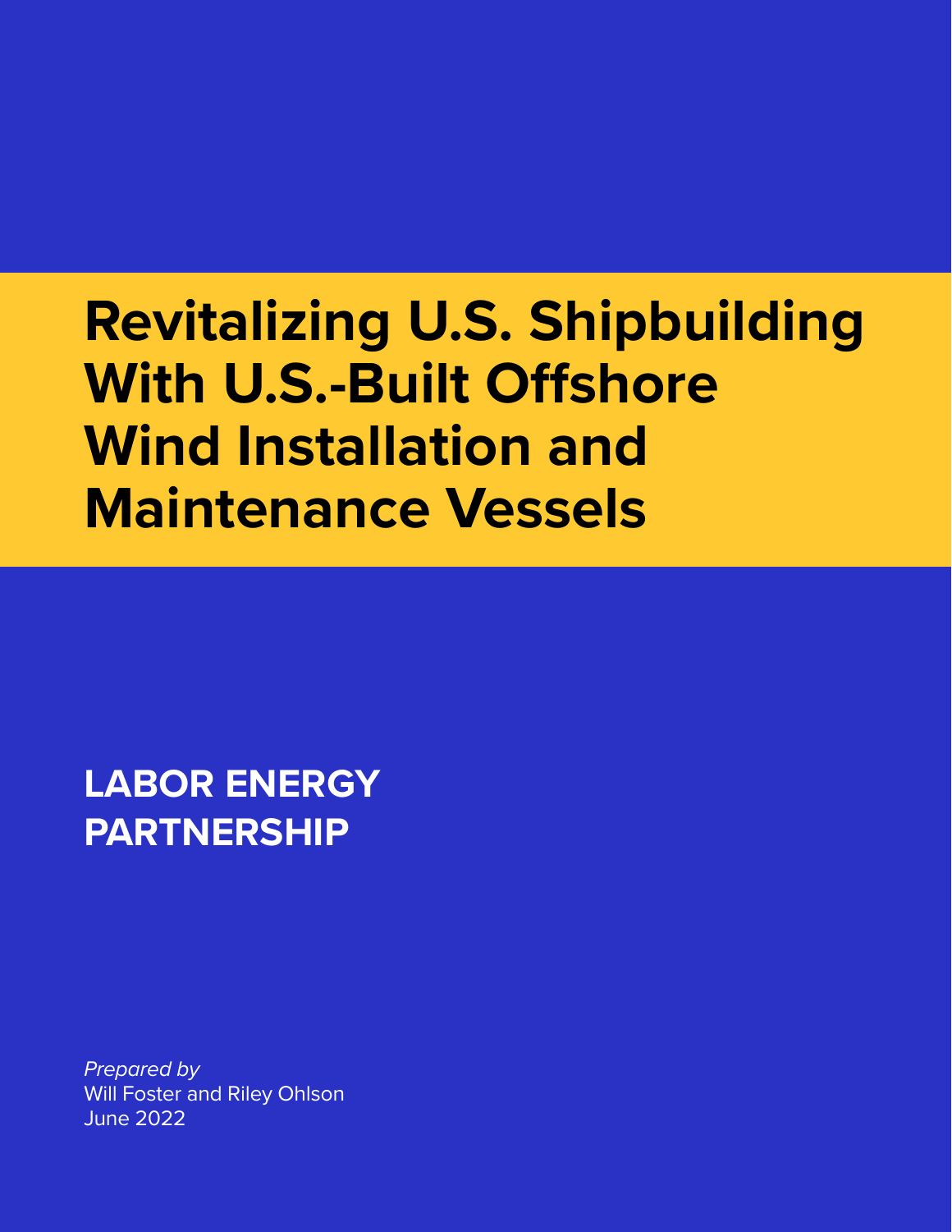# Revitalizing U.S. Shipbuilding With U.S.-Built Offshore Wind Installation and Maintenance Vessels

**LABOR ENERGY PARTNERSHIP**

*Prepared by*
Will Foster and Riley Ohlson
June 2022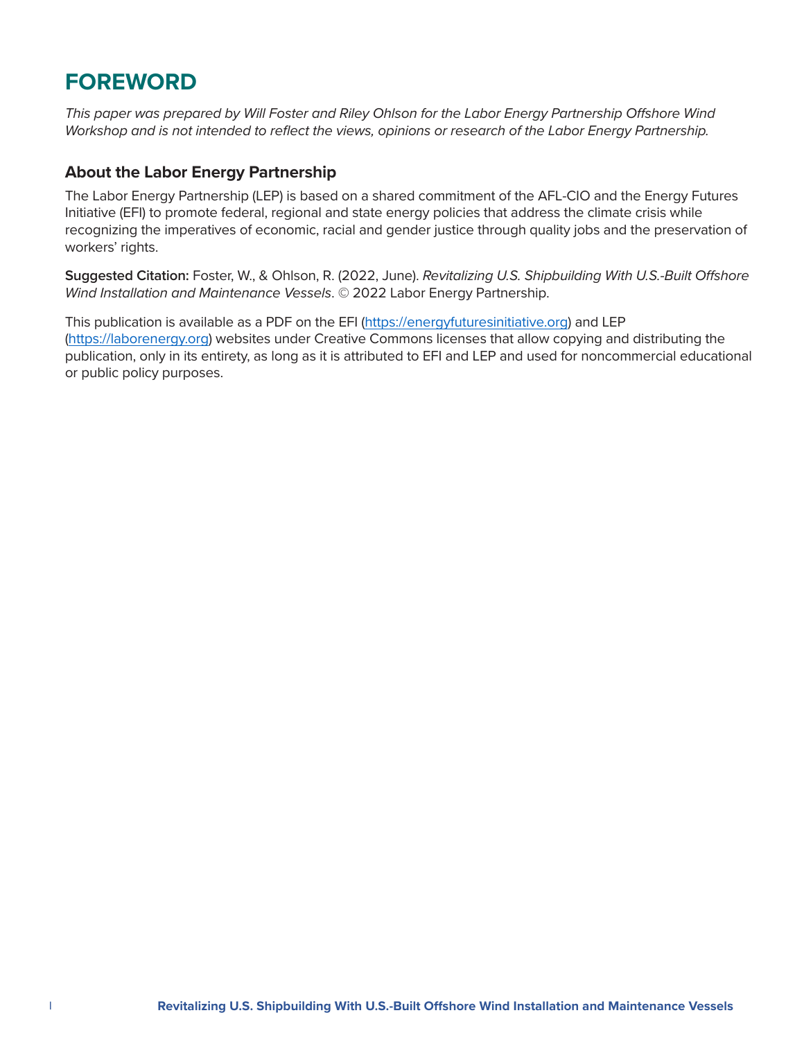# FOREWORD

*This paper was prepared by Will Foster and Riley Ohlson for the Labor Energy Partnership Offshore Wind Workshop and is not intended to reflect the views, opinions or research of the Labor Energy Partnership.*

## About the Labor Energy Partnership

The Labor Energy Partnership (LEP) is based on a shared commitment of the AFL-CIO and the Energy Futures Initiative (EFI) to promote federal, regional and state energy policies that address the climate crisis while recognizing the imperatives of economic, racial and gender justice through quality jobs and the preservation of workers' rights.

**Suggested Citation:** Foster, W., & Ohlson, R. (2022, June). *Revitalizing U.S. Shipbuilding With U.S.-Built Offshore Wind Installation and Maintenance Vessels*. © 2022 Labor Energy Partnership.

This publication is available as a PDF on the EFI (https://energyfuturesinitiative.org) and LEP (https://laborenergy.org) websites under Creative Commons licenses that allow copying and distributing the publication, only in its entirety, as long as it is attributed to EFI and LEP and used for noncommercial educational or public policy purposes.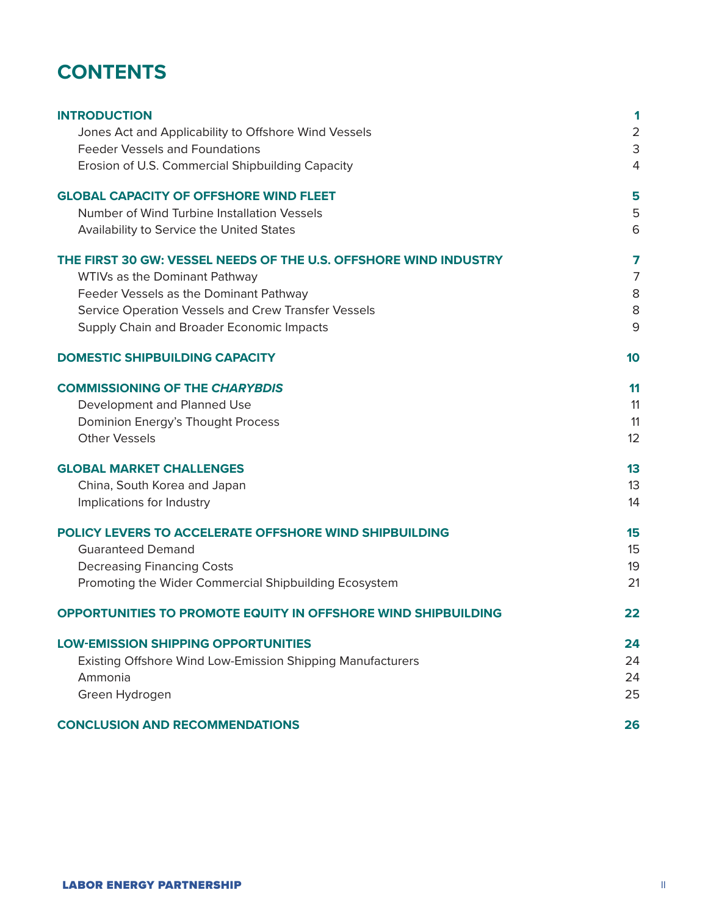# CONTENTS

| | |
|---|---|
| **INTRODUCTION** | **1** |
| Jones Act and Applicability to Offshore Wind Vessels | 2 |
| Feeder Vessels and Foundations | 3 |
| Erosion of U.S. Commercial Shipbuilding Capacity | 4 |
| **GLOBAL CAPACITY OF OFFSHORE WIND FLEET** | **5** |
| Number of Wind Turbine Installation Vessels | 5 |
| Availability to Service the United States | 6 |
| **THE FIRST 30 GW: VESSEL NEEDS OF THE U.S. OFFSHORE WIND INDUSTRY** | **7** |
| WTIVs as the Dominant Pathway | 7 |
| Feeder Vessels as the Dominant Pathway | 8 |
| Service Operation Vessels and Crew Transfer Vessels | 8 |
| Supply Chain and Broader Economic Impacts | 9 |
| **DOMESTIC SHIPBUILDING CAPACITY** | **10** |
| **COMMISSIONING OF THE *CHARYBDIS*** | **11** |
| Development and Planned Use | 11 |
| Dominion Energy's Thought Process | 11 |
| Other Vessels | 12 |
| **GLOBAL MARKET CHALLENGES** | **13** |
| China, South Korea and Japan | 13 |
| Implications for Industry | 14 |
| **POLICY LEVERS TO ACCELERATE OFFSHORE WIND SHIPBUILDING** | **15** |
| Guaranteed Demand | 15 |
| Decreasing Financing Costs | 19 |
| Promoting the Wider Commercial Shipbuilding Ecosystem | 21 |
| **OPPORTUNITIES TO PROMOTE EQUITY IN OFFSHORE WIND SHIPBUILDING** | **22** |
| **LOW-EMISSION SHIPPING OPPORTUNITIES** | **24** |
| Existing Offshore Wind Low-Emission Shipping Manufacturers | 24 |
| Ammonia | 24 |
| Green Hydrogen | 25 |
| **CONCLUSION AND RECOMMENDATIONS** | **26** |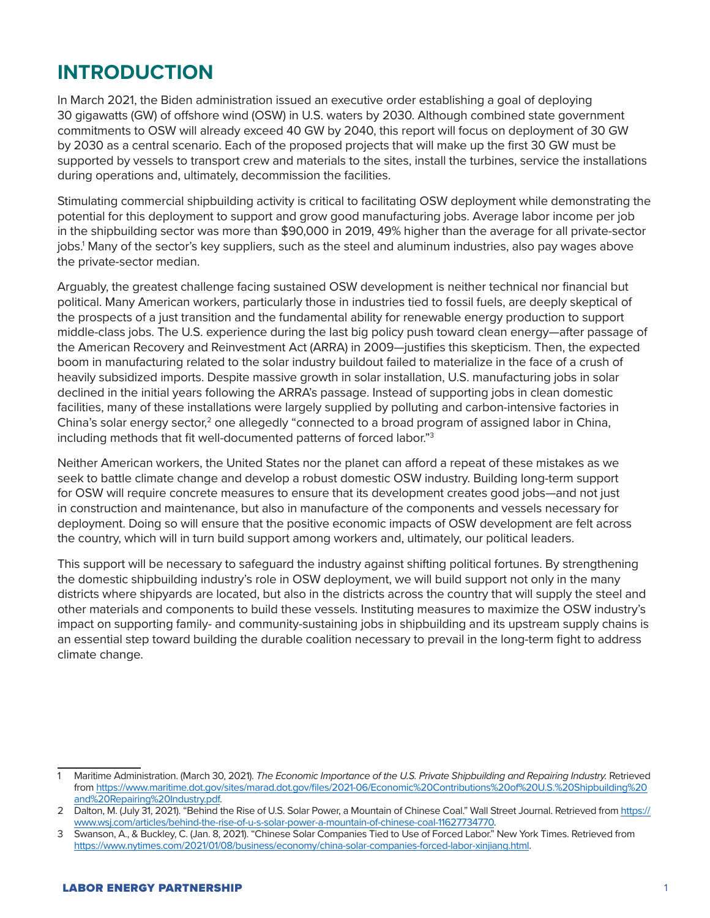# INTRODUCTION

In March 2021, the Biden administration issued an executive order establishing a goal of deploying 30 gigawatts (GW) of offshore wind (OSW) in U.S. waters by 2030. Although combined state government commitments to OSW will already exceed 40 GW by 2040, this report will focus on deployment of 30 GW by 2030 as a central scenario. Each of the proposed projects that will make up the first 30 GW must be supported by vessels to transport crew and materials to the sites, install the turbines, service the installations during operations and, ultimately, decommission the facilities.

Stimulating commercial shipbuilding activity is critical to facilitating OSW deployment while demonstrating the potential for this deployment to support and grow good manufacturing jobs. Average labor income per job in the shipbuilding sector was more than $90,000 in 2019, 49% higher than the average for all private-sector jobs.[1] Many of the sector's key suppliers, such as the steel and aluminum industries, also pay wages above the private-sector median.

Arguably, the greatest challenge facing sustained OSW development is neither technical nor financial but political. Many American workers, particularly those in industries tied to fossil fuels, are deeply skeptical of the prospects of a just transition and the fundamental ability for renewable energy production to support middle-class jobs. The U.S. experience during the last big policy push toward clean energy—after passage of the American Recovery and Reinvestment Act (ARRA) in 2009—justifies this skepticism. Then, the expected boom in manufacturing related to the solar industry buildout failed to materialize in the face of a crush of heavily subsidized imports. Despite massive growth in solar installation, U.S. manufacturing jobs in solar declined in the initial years following the ARRA's passage. Instead of supporting jobs in clean domestic facilities, many of these installations were largely supplied by polluting and carbon-intensive factories in China's solar energy sector,[2] one allegedly "connected to a broad program of assigned labor in China, including methods that fit well-documented patterns of forced labor."[3]

Neither American workers, the United States nor the planet can afford a repeat of these mistakes as we seek to battle climate change and develop a robust domestic OSW industry. Building long-term support for OSW will require concrete measures to ensure that its development creates good jobs—and not just in construction and maintenance, but also in manufacture of the components and vessels necessary for deployment. Doing so will ensure that the positive economic impacts of OSW development are felt across the country, which will in turn build support among workers and, ultimately, our political leaders.

This support will be necessary to safeguard the industry against shifting political fortunes. By strengthening the domestic shipbuilding industry's role in OSW deployment, we will build support not only in the many districts where shipyards are located, but also in the districts across the country that will supply the steel and other materials and components to build these vessels. Instituting measures to maximize the OSW industry's impact on supporting family- and community-sustaining jobs in shipbuilding and its upstream supply chains is an essential step toward building the durable coalition necessary to prevail in the long-term fight to address climate change.

---

1 Maritime Administration. (March 30, 2021). *The Economic Importance of the U.S. Private Shipbuilding and Repairing Industry.* Retrieved from https://www.maritime.dot.gov/sites/marad.dot.gov/files/2021-06/Economic%20Contributions%20of%20U.S.%20Shipbuilding%20and%20Repairing%20Industry.pdf.

2 Dalton, M. (July 31, 2021). "Behind the Rise of U.S. Solar Power, a Mountain of Chinese Coal." Wall Street Journal. Retrieved from https://www.wsj.com/articles/behind-the-rise-of-u-s-solar-power-a-mountain-of-chinese-coal-11627734770.

3 Swanson, A., & Buckley, C. (Jan. 8, 2021). "Chinese Solar Companies Tied to Use of Forced Labor." New York Times. Retrieved from https://www.nytimes.com/2021/01/08/business/economy/china-solar-companies-forced-labor-xinjiang.html.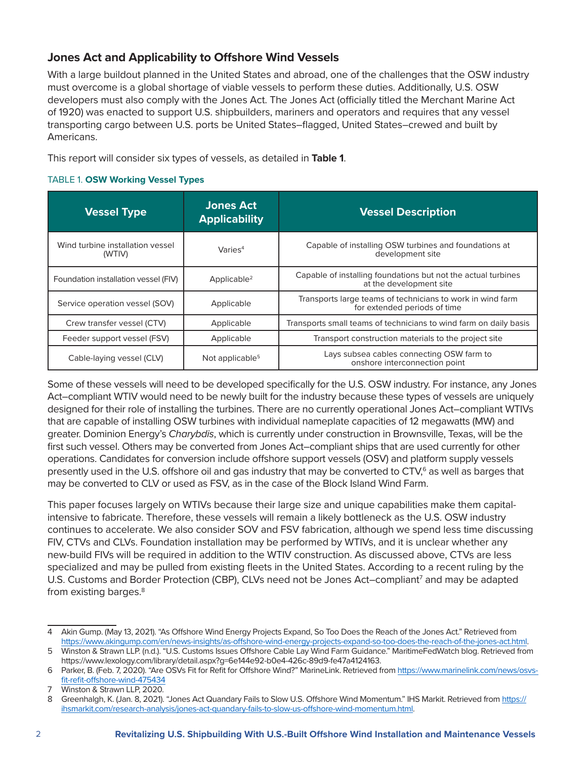## Jones Act and Applicability to Offshore Wind Vessels

With a large buildout planned in the United States and abroad, one of the challenges that the OSW industry must overcome is a global shortage of viable vessels to perform these duties. Additionally, U.S. OSW developers must also comply with the Jones Act. The Jones Act (officially titled the Merchant Marine Act of 1920) was enacted to support U.S. shipbuilders, mariners and operators and requires that any vessel transporting cargo between U.S. ports be United States–flagged, United States–crewed and built by Americans.

This report will consider six types of vessels, as detailed in **Table 1**.

TABLE 1. **OSW Working Vessel Types**

| Vessel Type | Jones Act Applicability | Vessel Description |
|---|---|---|
| Wind turbine installation vessel (WTIV) | Varies[4] | Capable of installing OSW turbines and foundations at development site |
| Foundation installation vessel (FIV) | Applicable[2] | Capable of installing foundations but not the actual turbines at the development site |
| Service operation vessel (SOV) | Applicable | Transports large teams of technicians to work in wind farm for extended periods of time |
| Crew transfer vessel (CTV) | Applicable | Transports small teams of technicians to wind farm on daily basis |
| Feeder support vessel (FSV) | Applicable | Transport construction materials to the project site |
| Cable-laying vessel (CLV) | Not applicable[5] | Lays subsea cables connecting OSW farm to onshore interconnection point |

Some of these vessels will need to be developed specifically for the U.S. OSW industry. For instance, any Jones Act–compliant WTIV would need to be newly built for the industry because these types of vessels are uniquely designed for their role of installing the turbines. There are no currently operational Jones Act–compliant WTIVs that are capable of installing OSW turbines with individual nameplate capacities of 12 megawatts (MW) and greater. Dominion Energy's *Charybdis*, which is currently under construction in Brownsville, Texas, will be the first such vessel. Others may be converted from Jones Act–compliant ships that are used currently for other operations. Candidates for conversion include offshore support vessels (OSV) and platform supply vessels presently used in the U.S. offshore oil and gas industry that may be converted to CTV,[6] as well as barges that may be converted to CLV or used as FSV, as in the case of the Block Island Wind Farm.

This paper focuses largely on WTIVs because their large size and unique capabilities make them capital-intensive to fabricate. Therefore, these vessels will remain a likely bottleneck as the U.S. OSW industry continues to accelerate. We also consider SOV and FSV fabrication, although we spend less time discussing FIV, CTVs and CLVs. Foundation installation may be performed by WTIVs, and it is unclear whether any new-build FIVs will be required in addition to the WTIV construction. As discussed above, CTVs are less specialized and may be pulled from existing fleets in the United States. According to a recent ruling by the U.S. Customs and Border Protection (CBP), CLVs need not be Jones Act–compliant[7] and may be adapted from existing barges.[8]

---

4 Akin Gump. (May 13, 2021). "As Offshore Wind Energy Projects Expand, So Too Does the Reach of the Jones Act." Retrieved from https://www.akingump.com/en/news-insights/as-offshore-wind-energy-projects-expand-so-too-does-the-reach-of-the-jones-act.html.

5 Winston & Strawn LLP. (n.d.). "U.S. Customs Issues Offshore Cable Lay Wind Farm Guidance." MaritimeFedWatch blog. Retrieved from https://www.lexology.com/library/detail.aspx?g=6e144e92-b0e4-426c-89d9-fe47a4124163.

6 Parker, B. (Feb. 7, 2020). "Are OSVs Fit for Refit for Offshore Wind?" MarineLink. Retrieved from https://www.marinelink.com/news/osvs-fit-refit-offshore-wind-475434

7 Winston & Strawn LLP, 2020.

8 Greenhalgh, K. (Jan. 8, 2021). "Jones Act Quandary Fails to Slow U.S. Offshore Wind Momentum." IHS Markit. Retrieved from https://ihsmarkit.com/research-analysis/jones-act-quandary-fails-to-slow-us-offshore-wind-momentum.html.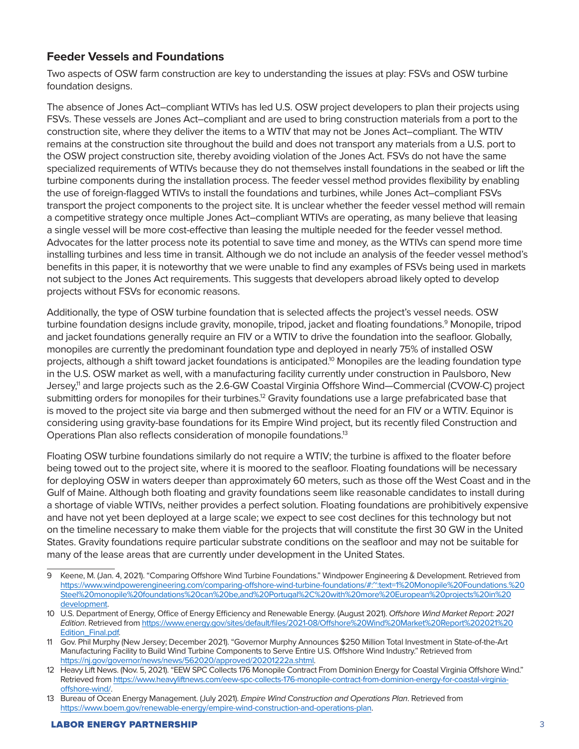## Feeder Vessels and Foundations

Two aspects of OSW farm construction are key to understanding the issues at play: FSVs and OSW turbine foundation designs.

The absence of Jones Act–compliant WTIVs has led U.S. OSW project developers to plan their projects using FSVs. These vessels are Jones Act–compliant and are used to bring construction materials from a port to the construction site, where they deliver the items to a WTIV that may not be Jones Act–compliant. The WTIV remains at the construction site throughout the build and does not transport any materials from a U.S. port to the OSW project construction site, thereby avoiding violation of the Jones Act. FSVs do not have the same specialized requirements of WTIVs because they do not themselves install foundations in the seabed or lift the turbine components during the installation process. The feeder vessel method provides flexibility by enabling the use of foreign-flagged WTIVs to install the foundations and turbines, while Jones Act–compliant FSVs transport the project components to the project site. It is unclear whether the feeder vessel method will remain a competitive strategy once multiple Jones Act–compliant WTIVs are operating, as many believe that leasing a single vessel will be more cost-effective than leasing the multiple needed for the feeder vessel method. Advocates for the latter process note its potential to save time and money, as the WTIVs can spend more time installing turbines and less time in transit. Although we do not include an analysis of the feeder vessel method's benefits in this paper, it is noteworthy that we were unable to find any examples of FSVs being used in markets not subject to the Jones Act requirements. This suggests that developers abroad likely opted to develop projects without FSVs for economic reasons.

Additionally, the type of OSW turbine foundation that is selected affects the project's vessel needs. OSW turbine foundation designs include gravity, monopile, tripod, jacket and floating foundations.[9] Monopile, tripod and jacket foundations generally require an FIV or a WTIV to drive the foundation into the seafloor. Globally, monopiles are currently the predominant foundation type and deployed in nearly 75% of installed OSW projects, although a shift toward jacket foundations is anticipated.[10] Monopiles are the leading foundation type in the U.S. OSW market as well, with a manufacturing facility currently under construction in Paulsboro, New Jersey,[11] and large projects such as the 2.6-GW Coastal Virginia Offshore Wind—Commercial (CVOW-C) project submitting orders for monopiles for their turbines.[12] Gravity foundations use a large prefabricated base that is moved to the project site via barge and then submerged without the need for an FIV or a WTIV. Equinor is considering using gravity-base foundations for its Empire Wind project, but its recently filed Construction and Operations Plan also reflects consideration of monopile foundations.[13]

Floating OSW turbine foundations similarly do not require a WTIV; the turbine is affixed to the floater before being towed out to the project site, where it is moored to the seafloor. Floating foundations will be necessary for deploying OSW in waters deeper than approximately 60 meters, such as those off the West Coast and in the Gulf of Maine. Although both floating and gravity foundations seem like reasonable candidates to install during a shortage of viable WTIVs, neither provides a perfect solution. Floating foundations are prohibitively expensive and have not yet been deployed at a large scale; we expect to see cost declines for this technology but not on the timeline necessary to make them viable for the projects that will constitute the first 30 GW in the United States. Gravity foundations require particular substrate conditions on the seafloor and may not be suitable for many of the lease areas that are currently under development in the United States.

---

9 Keene, M. (Jan. 4, 2021). "Comparing Offshore Wind Turbine Foundations." Windpower Engineering & Development. Retrieved from https://www.windpowerengineering.com/comparing-offshore-wind-turbine-foundations/#:~:text=1%20Monopile%20Foundations.%20Steel%20monopile%20foundations%20can%20be,and%20Portugal%2C%20with%20more%20European%20projects%20in%20development.

10 U.S. Department of Energy, Office of Energy Efficiency and Renewable Energy. (August 2021). *Offshore Wind Market Report: 2021 Edition*. Retrieved from https://www.energy.gov/sites/default/files/2021-08/Offshore%20Wind%20Market%20Report%202021%20Edition_Final.pdf.

11 Gov. Phil Murphy (New Jersey; December 2021). "Governor Murphy Announces $250 Million Total Investment in State-of-the-Art Manufacturing Facility to Build Wind Turbine Components to Serve Entire U.S. Offshore Wind Industry." Retrieved from https://nj.gov/governor/news/news/562020/approved/20201222a.shtml.

12 Heavy Lift News. (Nov. 5, 2021). "EEW SPC Collects 176 Monopile Contract From Dominion Energy for Coastal Virginia Offshore Wind." Retrieved from https://www.heavyliftnews.com/eew-spc-collects-176-monopile-contract-from-dominion-energy-for-coastal-virginia-offshore-wind/.

13 Bureau of Ocean Energy Management. (July 2021). *Empire Wind Construction and Operations Plan*. Retrieved from https://www.boem.gov/renewable-energy/empire-wind-construction-and-operations-plan.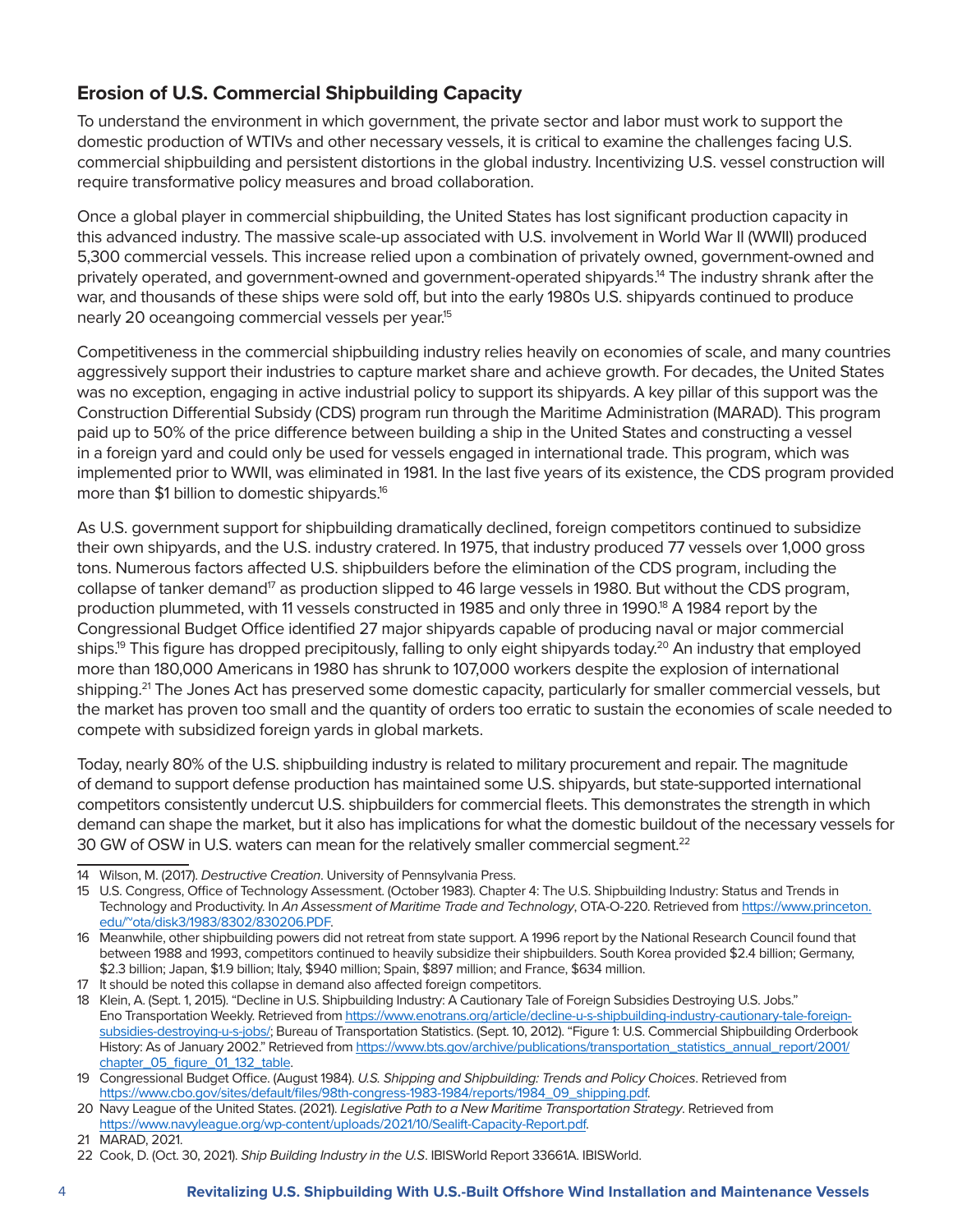## Erosion of U.S. Commercial Shipbuilding Capacity

To understand the environment in which government, the private sector and labor must work to support the domestic production of WTIVs and other necessary vessels, it is critical to examine the challenges facing U.S. commercial shipbuilding and persistent distortions in the global industry. Incentivizing U.S. vessel construction will require transformative policy measures and broad collaboration.

Once a global player in commercial shipbuilding, the United States has lost significant production capacity in this advanced industry. The massive scale-up associated with U.S. involvement in World War II (WWII) produced 5,300 commercial vessels. This increase relied upon a combination of privately owned, government-owned and privately operated, and government-owned and government-operated shipyards.[14] The industry shrank after the war, and thousands of these ships were sold off, but into the early 1980s U.S. shipyards continued to produce nearly 20 oceangoing commercial vessels per year.[15]

Competitiveness in the commercial shipbuilding industry relies heavily on economies of scale, and many countries aggressively support their industries to capture market share and achieve growth. For decades, the United States was no exception, engaging in active industrial policy to support its shipyards. A key pillar of this support was the Construction Differential Subsidy (CDS) program run through the Maritime Administration (MARAD). This program paid up to 50% of the price difference between building a ship in the United States and constructing a vessel in a foreign yard and could only be used for vessels engaged in international trade. This program, which was implemented prior to WWII, was eliminated in 1981. In the last five years of its existence, the CDS program provided more than $1 billion to domestic shipyards.[16]

As U.S. government support for shipbuilding dramatically declined, foreign competitors continued to subsidize their own shipyards, and the U.S. industry cratered. In 1975, that industry produced 77 vessels over 1,000 gross tons. Numerous factors affected U.S. shipbuilders before the elimination of the CDS program, including the collapse of tanker demand[17] as production slipped to 46 large vessels in 1980. But without the CDS program, production plummeted, with 11 vessels constructed in 1985 and only three in 1990.[18] A 1984 report by the Congressional Budget Office identified 27 major shipyards capable of producing naval or major commercial ships.[19] This figure has dropped precipitously, falling to only eight shipyards today.[20] An industry that employed more than 180,000 Americans in 1980 has shrunk to 107,000 workers despite the explosion of international shipping.[21] The Jones Act has preserved some domestic capacity, particularly for smaller commercial vessels, but the market has proven too small and the quantity of orders too erratic to sustain the economies of scale needed to compete with subsidized foreign yards in global markets.

Today, nearly 80% of the U.S. shipbuilding industry is related to military procurement and repair. The magnitude of demand to support defense production has maintained some U.S. shipyards, but state-supported international competitors consistently undercut U.S. shipbuilders for commercial fleets. This demonstrates the strength in which demand can shape the market, but it also has implications for what the domestic buildout of the necessary vessels for 30 GW of OSW in U.S. waters can mean for the relatively smaller commercial segment.[22]

---

14 Wilson, M. (2017). *Destructive Creation*. University of Pennsylvania Press.

15 U.S. Congress, Office of Technology Assessment. (October 1983). Chapter 4: The U.S. Shipbuilding Industry: Status and Trends in Technology and Productivity. In *An Assessment of Maritime Trade and Technology*, OTA-O-220. Retrieved from https://www.princeton.edu/~ota/disk3/1983/8302/830206.PDF.

16 Meanwhile, other shipbuilding powers did not retreat from state support. A 1996 report by the National Research Council found that between 1988 and 1993, competitors continued to heavily subsidize their shipbuilders. South Korea provided $2.4 billion; Germany, $2.3 billion; Japan, $1.9 billion; Italy, $940 million; Spain, $897 million; and France, $634 million.

17 It should be noted this collapse in demand also affected foreign competitors.

18 Klein, A. (Sept. 1, 2015). "Decline in U.S. Shipbuilding Industry: A Cautionary Tale of Foreign Subsidies Destroying U.S. Jobs." Eno Transportation Weekly. Retrieved from https://www.enotrans.org/article/decline-u-s-shipbuilding-industry-cautionary-tale-foreign-subsidies-destroying-u-s-jobs/; Bureau of Transportation Statistics. (Sept. 10, 2012). "Figure 1: U.S. Commercial Shipbuilding Orderbook History: As of January 2002." Retrieved from https://www.bts.gov/archive/publications/transportation_statistics_annual_report/2001/chapter_05_figure_01_132_table.

19 Congressional Budget Office. (August 1984). *U.S. Shipping and Shipbuilding: Trends and Policy Choices*. Retrieved from https://www.cbo.gov/sites/default/files/98th-congress-1983-1984/reports/1984_09_shipping.pdf.

20 Navy League of the United States. (2021). *Legislative Path to a New Maritime Transportation Strategy*. Retrieved from https://www.navyleague.org/wp-content/uploads/2021/10/Sealift-Capacity-Report.pdf.

21 MARAD, 2021.

22 Cook, D. (Oct. 30, 2021). *Ship Building Industry in the U.S*. IBISWorld Report 33661A. IBISWorld.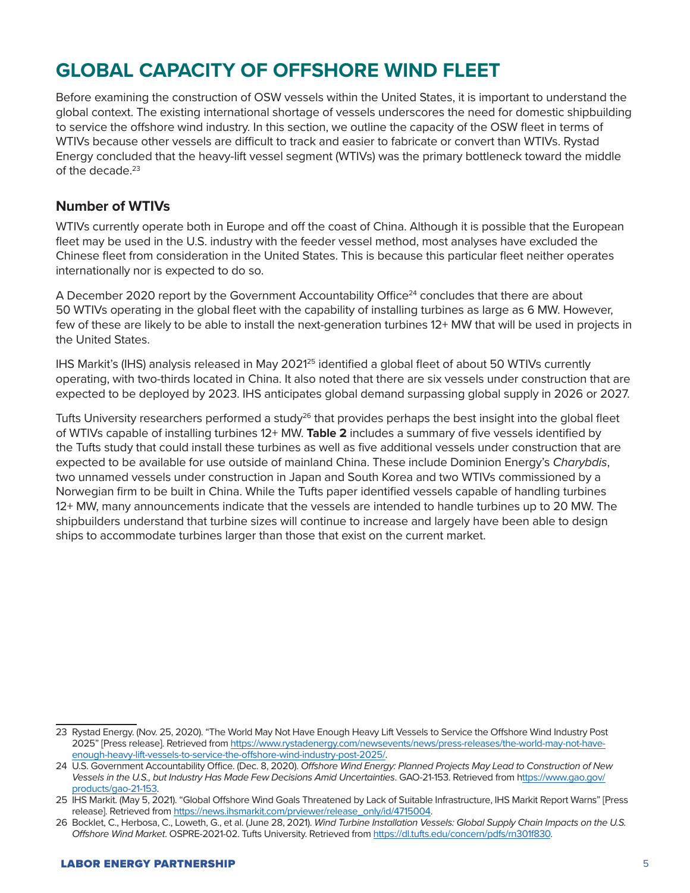# GLOBAL CAPACITY OF OFFSHORE WIND FLEET

Before examining the construction of OSW vessels within the United States, it is important to understand the global context. The existing international shortage of vessels underscores the need for domestic shipbuilding to service the offshore wind industry. In this section, we outline the capacity of the OSW fleet in terms of WTIVs because other vessels are difficult to track and easier to fabricate or convert than WTIVs. Rystad Energy concluded that the heavy-lift vessel segment (WTIVs) was the primary bottleneck toward the middle of the decade.[23]

## Number of WTIVs

WTIVs currently operate both in Europe and off the coast of China. Although it is possible that the European fleet may be used in the U.S. industry with the feeder vessel method, most analyses have excluded the Chinese fleet from consideration in the United States. This is because this particular fleet neither operates internationally nor is expected to do so.

A December 2020 report by the Government Accountability Office[24] concludes that there are about 50 WTIVs operating in the global fleet with the capability of installing turbines as large as 6 MW. However, few of these are likely to be able to install the next-generation turbines 12+ MW that will be used in projects in the United States.

IHS Markit's (IHS) analysis released in May 2021[25] identified a global fleet of about 50 WTIVs currently operating, with two-thirds located in China. It also noted that there are six vessels under construction that are expected to be deployed by 2023. IHS anticipates global demand surpassing global supply in 2026 or 2027.

Tufts University researchers performed a study[26] that provides perhaps the best insight into the global fleet of WTIVs capable of installing turbines 12+ MW. **Table 2** includes a summary of five vessels identified by the Tufts study that could install these turbines as well as five additional vessels under construction that are expected to be available for use outside of mainland China. These include Dominion Energy's *Charybdis*, two unnamed vessels under construction in Japan and South Korea and two WTIVs commissioned by a Norwegian firm to be built in China. While the Tufts paper identified vessels capable of handling turbines 12+ MW, many announcements indicate that the vessels are intended to handle turbines up to 20 MW. The shipbuilders understand that turbine sizes will continue to increase and largely have been able to design ships to accommodate turbines larger than those that exist on the current market.

---

23 Rystad Energy. (Nov. 25, 2020). "The World May Not Have Enough Heavy Lift Vessels to Service the Offshore Wind Industry Post 2025" [Press release]. Retrieved from https://www.rystadenergy.com/newsevents/news/press-releases/the-world-may-not-have-enough-heavy-lift-vessels-to-service-the-offshore-wind-industry-post-2025/.

24 U.S. Government Accountability Office. (Dec. 8, 2020). *Offshore Wind Energy: Planned Projects May Lead to Construction of New Vessels in the U.S., but Industry Has Made Few Decisions Amid Uncertainties*. GAO-21-153. Retrieved from https://www.gao.gov/products/gao-21-153.

25 IHS Markit. (May 5, 2021). "Global Offshore Wind Goals Threatened by Lack of Suitable Infrastructure, IHS Markit Report Warns" [Press release]. Retrieved from https://news.ihsmarkit.com/prviewer/release_only/id/4715004.

26 Bocklet, C., Herbosa, C., Loweth, G., et al. (June 28, 2021). *Wind Turbine Installation Vessels: Global Supply Chain Impacts on the U.S. Offshore Wind Market*. OSPRE-2021-02. Tufts University. Retrieved from https://dl.tufts.edu/concern/pdfs/rn301f830.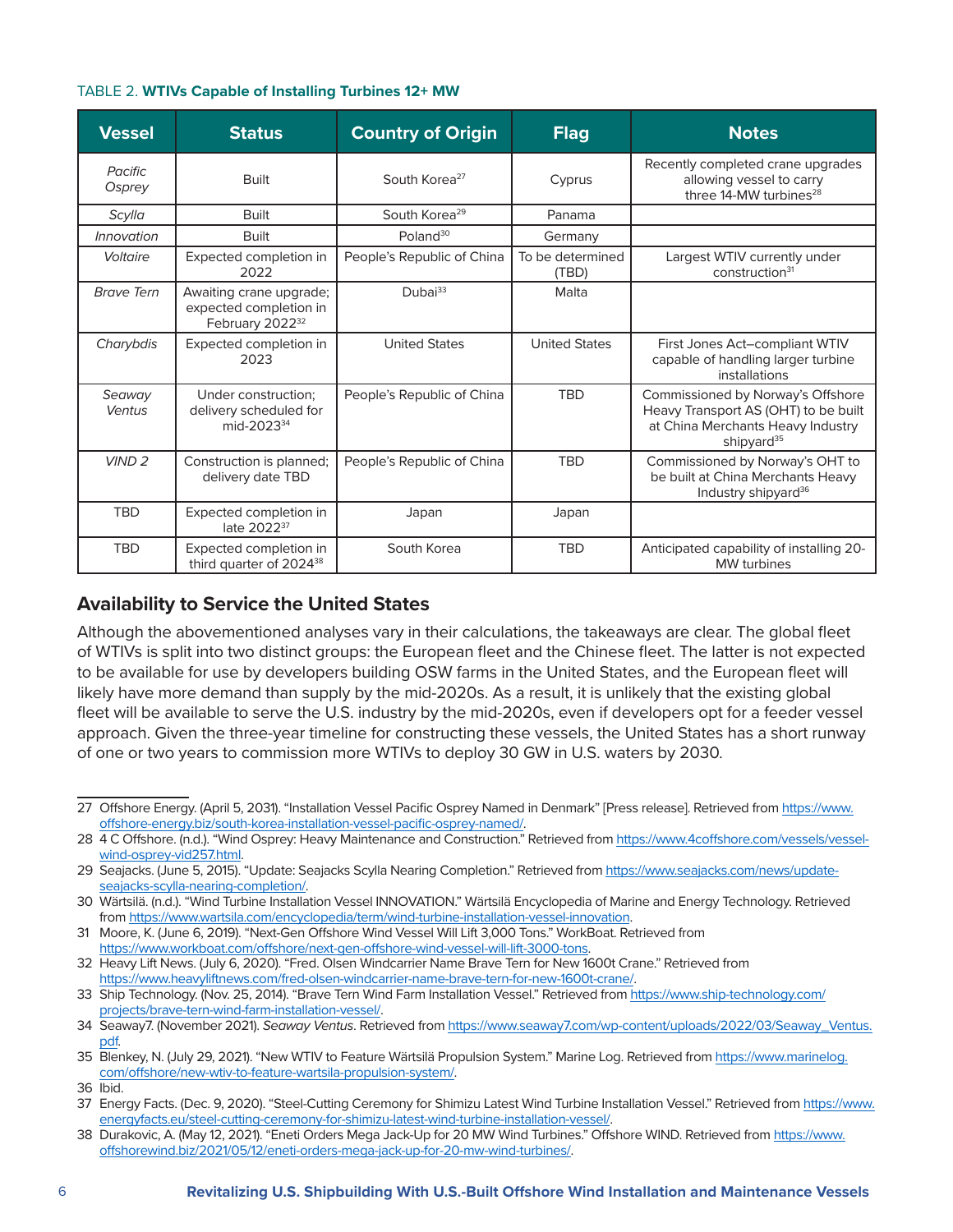TABLE 2. **WTIVs Capable of Installing Turbines 12+ MW**

| Vessel | Status | Country of Origin | Flag | Notes |
| --- | --- | --- | --- | --- |
| *Pacific Osprey* | Built | South Korea[27] | Cyprus | Recently completed crane upgrades allowing vessel to carry three 14-MW turbines[28] |
| *Scylla* | Built | South Korea[29] | Panama | |
| *Innovation* | Built | Poland[30] | Germany | |
| *Voltaire* | Expected completion in 2022 | People's Republic of China | To be determined (TBD) | Largest WTIV currently under construction[31] |
| *Brave Tern* | Awaiting crane upgrade; expected completion in February 2022[32] | Dubai[33] | Malta | |
| *Charybdis* | Expected completion in 2023 | United States | United States | First Jones Act–compliant WTIV capable of handling larger turbine installations |
| *Seaway Ventus* | Under construction; delivery scheduled for mid-2023[34] | People's Republic of China | TBD | Commissioned by Norway's Offshore Heavy Transport AS (OHT) to be built at China Merchants Heavy Industry shipyard[35] |
| *VIND 2* | Construction is planned; delivery date TBD | People's Republic of China | TBD | Commissioned by Norway's OHT to be built at China Merchants Heavy Industry shipyard[36] |
| TBD | Expected completion in late 2022[37] | Japan | Japan | |
| TBD | Expected completion in third quarter of 2024[38] | South Korea | TBD | Anticipated capability of installing 20-MW turbines |

## Availability to Service the United States

Although the abovementioned analyses vary in their calculations, the takeaways are clear. The global fleet of WTIVs is split into two distinct groups: the European fleet and the Chinese fleet. The latter is not expected to be available for use by developers building OSW farms in the United States, and the European fleet will likely have more demand than supply by the mid-2020s. As a result, it is unlikely that the existing global fleet will be available to serve the U.S. industry by the mid-2020s, even if developers opt for a feeder vessel approach. Given the three-year timeline for constructing these vessels, the United States has a short runway of one or two years to commission more WTIVs to deploy 30 GW in U.S. waters by 2030.

---

27 Offshore Energy. (April 5, 2031). "Installation Vessel Pacific Osprey Named in Denmark" [Press release]. Retrieved from https://www.offshore-energy.biz/south-korea-installation-vessel-pacific-osprey-named/.

28 4 C Offshore. (n.d.). "Wind Osprey: Heavy Maintenance and Construction." Retrieved from https://www.4coffshore.com/vessels/vessel-wind-osprey-vid257.html.

29 Seajacks. (June 5, 2015). "Update: Seajacks Scylla Nearing Completion." Retrieved from https://www.seajacks.com/news/update-seajacks-scylla-nearing-completion/.

30 Wärtsilä. (n.d.). "Wind Turbine Installation Vessel INNOVATION." Wärtsilä Encyclopedia of Marine and Energy Technology. Retrieved from https://www.wartsila.com/encyclopedia/term/wind-turbine-installation-vessel-innovation.

31 Moore, K. (June 6, 2019). "Next-Gen Offshore Wind Vessel Will Lift 3,000 Tons." WorkBoat. Retrieved from https://www.workboat.com/offshore/next-gen-offshore-wind-vessel-will-lift-3000-tons.

32 Heavy Lift News. (July 6, 2020). "Fred. Olsen Windcarrier Name Brave Tern for New 1600t Crane." Retrieved from https://www.heavyliftnews.com/fred-olsen-windcarrier-name-brave-tern-for-new-1600t-crane/.

33 Ship Technology. (Nov. 25, 2014). "Brave Tern Wind Farm Installation Vessel." Retrieved from https://www.ship-technology.com/projects/brave-tern-wind-farm-installation-vessel/.

34 Seaway7. (November 2021). *Seaway Ventus*. Retrieved from https://www.seaway7.com/wp-content/uploads/2022/03/Seaway_Ventus.pdf.

35 Blenkey, N. (July 29, 2021). "New WTIV to Feature Wärtsilä Propulsion System." Marine Log. Retrieved from https://www.marinelog.com/offshore/new-wtiv-to-feature-wartsila-propulsion-system/.

36 Ibid.

37 Energy Facts. (Dec. 9, 2020). "Steel-Cutting Ceremony for Shimizu Latest Wind Turbine Installation Vessel." Retrieved from https://www.energyfacts.eu/steel-cutting-ceremony-for-shimizu-latest-wind-turbine-installation-vessel/.

38 Durakovic, A. (May 12, 2021). "Eneti Orders Mega Jack-Up for 20 MW Wind Turbines." Offshore WIND. Retrieved from https://www.offshorewind.biz/2021/05/12/eneti-orders-mega-jack-up-for-20-mw-wind-turbines/.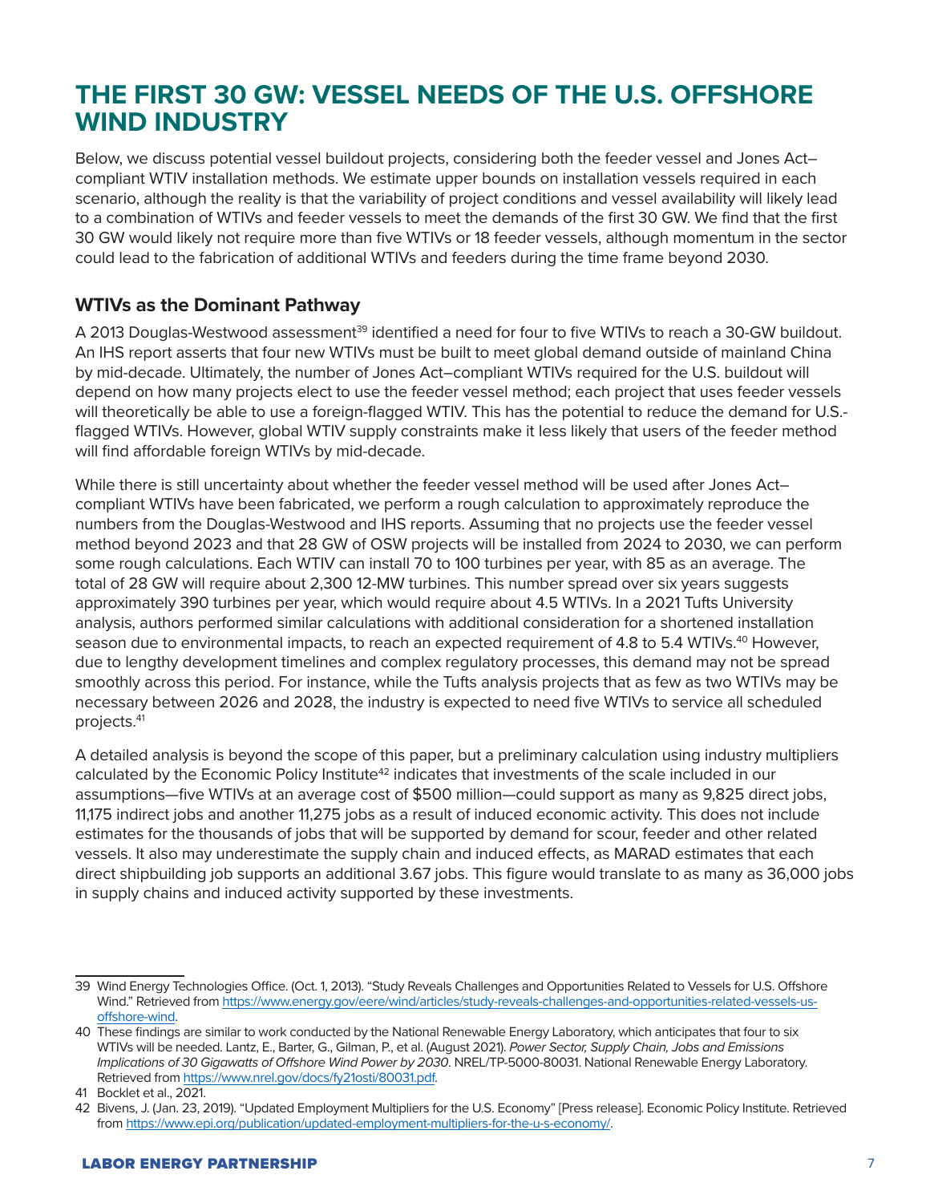# THE FIRST 30 GW: VESSEL NEEDS OF THE U.S. OFFSHORE WIND INDUSTRY

Below, we discuss potential vessel buildout projects, considering both the feeder vessel and Jones Act–compliant WTIV installation methods. We estimate upper bounds on installation vessels required in each scenario, although the reality is that the variability of project conditions and vessel availability will likely lead to a combination of WTIVs and feeder vessels to meet the demands of the first 30 GW. We find that the first 30 GW would likely not require more than five WTIVs or 18 feeder vessels, although momentum in the sector could lead to the fabrication of additional WTIVs and feeders during the time frame beyond 2030.

## WTIVs as the Dominant Pathway

A 2013 Douglas-Westwood assessment[39] identified a need for four to five WTIVs to reach a 30-GW buildout. An IHS report asserts that four new WTIVs must be built to meet global demand outside of mainland China by mid-decade. Ultimately, the number of Jones Act–compliant WTIVs required for the U.S. buildout will depend on how many projects elect to use the feeder vessel method; each project that uses feeder vessels will theoretically be able to use a foreign-flagged WTIV. This has the potential to reduce the demand for U.S.-flagged WTIVs. However, global WTIV supply constraints make it less likely that users of the feeder method will find affordable foreign WTIVs by mid-decade.

While there is still uncertainty about whether the feeder vessel method will be used after Jones Act–compliant WTIVs have been fabricated, we perform a rough calculation to approximately reproduce the numbers from the Douglas-Westwood and IHS reports. Assuming that no projects use the feeder vessel method beyond 2023 and that 28 GW of OSW projects will be installed from 2024 to 2030, we can perform some rough calculations. Each WTIV can install 70 to 100 turbines per year, with 85 as an average. The total of 28 GW will require about 2,300 12-MW turbines. This number spread over six years suggests approximately 390 turbines per year, which would require about 4.5 WTIVs. In a 2021 Tufts University analysis, authors performed similar calculations with additional consideration for a shortened installation season due to environmental impacts, to reach an expected requirement of 4.8 to 5.4 WTIVs.[40] However, due to lengthy development timelines and complex regulatory processes, this demand may not be spread smoothly across this period. For instance, while the Tufts analysis projects that as few as two WTIVs may be necessary between 2026 and 2028, the industry is expected to need five WTIVs to service all scheduled projects.[41]

A detailed analysis is beyond the scope of this paper, but a preliminary calculation using industry multipliers calculated by the Economic Policy Institute[42] indicates that investments of the scale included in our assumptions—five WTIVs at an average cost of $500 million—could support as many as 9,825 direct jobs, 11,175 indirect jobs and another 11,275 jobs as a result of induced economic activity. This does not include estimates for the thousands of jobs that will be supported by demand for scour, feeder and other related vessels. It also may underestimate the supply chain and induced effects, as MARAD estimates that each direct shipbuilding job supports an additional 3.67 jobs. This figure would translate to as many as 36,000 jobs in supply chains and induced activity supported by these investments.

---

39 Wind Energy Technologies Office. (Oct. 1, 2013). "Study Reveals Challenges and Opportunities Related to Vessels for U.S. Offshore Wind." Retrieved from https://www.energy.gov/eere/wind/articles/study-reveals-challenges-and-opportunities-related-vessels-us-offshore-wind.

40 These findings are similar to work conducted by the National Renewable Energy Laboratory, which anticipates that four to six WTIVs will be needed. Lantz, E., Barter, G., Gilman, P., et al. (August 2021). *Power Sector, Supply Chain, Jobs and Emissions Implications of 30 Gigawatts of Offshore Wind Power by 2030*. NREL/TP-5000-80031. National Renewable Energy Laboratory. Retrieved from https://www.nrel.gov/docs/fy21osti/80031.pdf.

41 Bocklet et al., 2021.

42 Bivens, J. (Jan. 23, 2019). "Updated Employment Multipliers for the U.S. Economy" [Press release]. Economic Policy Institute. Retrieved from https://www.epi.org/publication/updated-employment-multipliers-for-the-u-s-economy/.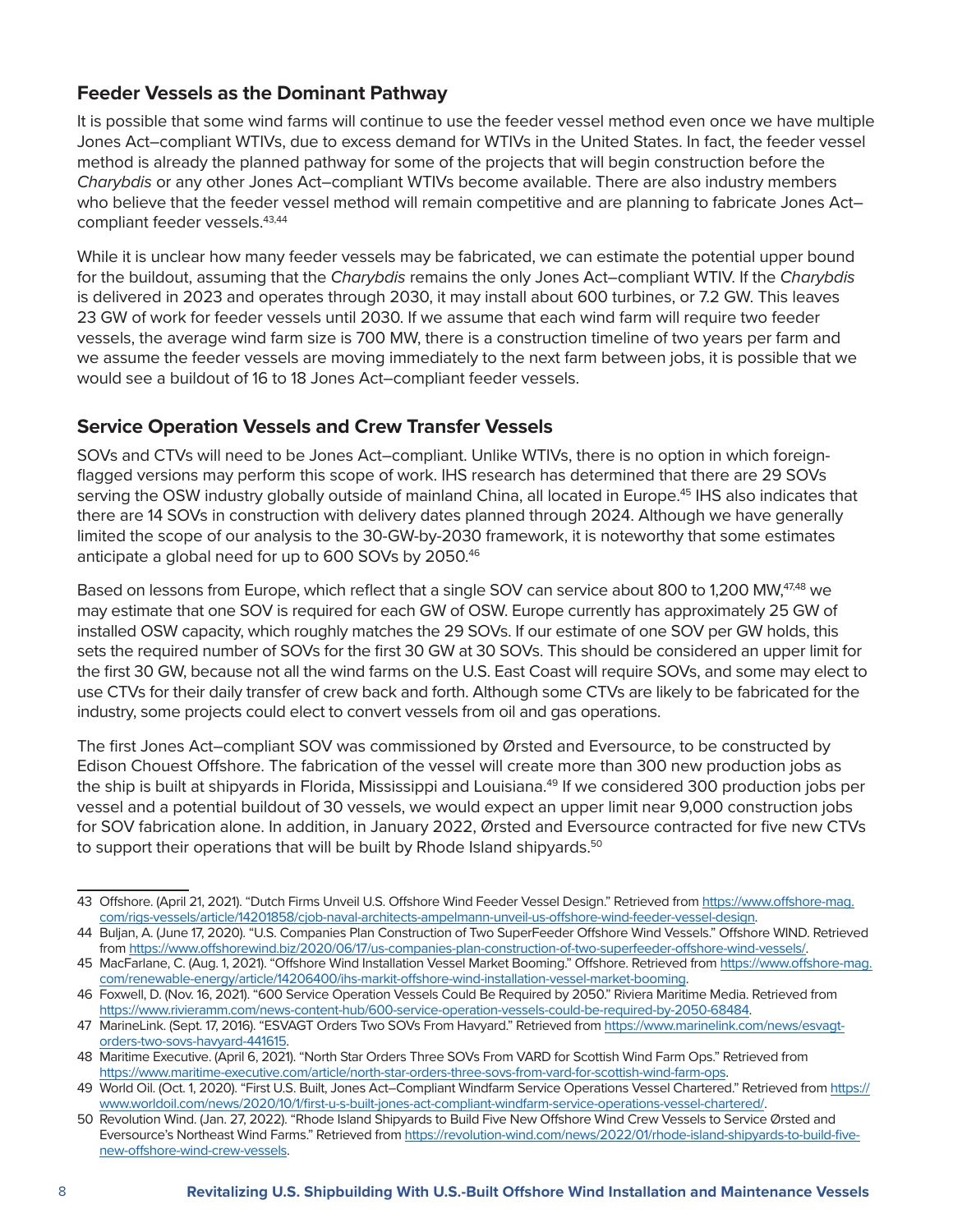## Feeder Vessels as the Dominant Pathway

It is possible that some wind farms will continue to use the feeder vessel method even once we have multiple Jones Act–compliant WTIVs, due to excess demand for WTIVs in the United States. In fact, the feeder vessel method is already the planned pathway for some of the projects that will begin construction before the *Charybdis* or any other Jones Act–compliant WTIVs become available. There are also industry members who believe that the feeder vessel method will remain competitive and are planning to fabricate Jones Act–compliant feeder vessels.[43,44]

While it is unclear how many feeder vessels may be fabricated, we can estimate the potential upper bound for the buildout, assuming that the *Charybdis* remains the only Jones Act–compliant WTIV. If the *Charybdis* is delivered in 2023 and operates through 2030, it may install about 600 turbines, or 7.2 GW. This leaves 23 GW of work for feeder vessels until 2030. If we assume that each wind farm will require two feeder vessels, the average wind farm size is 700 MW, there is a construction timeline of two years per farm and we assume the feeder vessels are moving immediately to the next farm between jobs, it is possible that we would see a buildout of 16 to 18 Jones Act–compliant feeder vessels.

## Service Operation Vessels and Crew Transfer Vessels

SOVs and CTVs will need to be Jones Act–compliant. Unlike WTIVs, there is no option in which foreign-flagged versions may perform this scope of work. IHS research has determined that there are 29 SOVs serving the OSW industry globally outside of mainland China, all located in Europe.[45] IHS also indicates that there are 14 SOVs in construction with delivery dates planned through 2024. Although we have generally limited the scope of our analysis to the 30-GW-by-2030 framework, it is noteworthy that some estimates anticipate a global need for up to 600 SOVs by 2050.[46]

Based on lessons from Europe, which reflect that a single SOV can service about 800 to 1,200 MW,[47,48] we may estimate that one SOV is required for each GW of OSW. Europe currently has approximately 25 GW of installed OSW capacity, which roughly matches the 29 SOVs. If our estimate of one SOV per GW holds, this sets the required number of SOVs for the first 30 GW at 30 SOVs. This should be considered an upper limit for the first 30 GW, because not all the wind farms on the U.S. East Coast will require SOVs, and some may elect to use CTVs for their daily transfer of crew back and forth. Although some CTVs are likely to be fabricated for the industry, some projects could elect to convert vessels from oil and gas operations.

The first Jones Act–compliant SOV was commissioned by Ørsted and Eversource, to be constructed by Edison Chouest Offshore. The fabrication of the vessel will create more than 300 new production jobs as the ship is built at shipyards in Florida, Mississippi and Louisiana.[49] If we considered 300 production jobs per vessel and a potential buildout of 30 vessels, we would expect an upper limit near 9,000 construction jobs for SOV fabrication alone. In addition, in January 2022, Ørsted and Eversource contracted for five new CTVs to support their operations that will be built by Rhode Island shipyards.[50]

---

43 Offshore. (April 21, 2021). "Dutch Firms Unveil U.S. Offshore Wind Feeder Vessel Design." Retrieved from https://www.offshore-mag.com/rigs-vessels/article/14201858/cjob-naval-architects-ampelmann-unveil-us-offshore-wind-feeder-vessel-design.

44 Buljan, A. (June 17, 2020). "U.S. Companies Plan Construction of Two SuperFeeder Offshore Wind Vessels." Offshore WIND. Retrieved from https://www.offshorewind.biz/2020/06/17/us-companies-plan-construction-of-two-superfeeder-offshore-wind-vessels/.

45 MacFarlane, C. (Aug. 1, 2021). "Offshore Wind Installation Vessel Market Booming." Offshore. Retrieved from https://www.offshore-mag.com/renewable-energy/article/14206400/ihs-markit-offshore-wind-installation-vessel-market-booming.

46 Foxwell, D. (Nov. 16, 2021). "600 Service Operation Vessels Could Be Required by 2050." Riviera Maritime Media. Retrieved from https://www.rivieramm.com/news-content-hub/600-service-operation-vessels-could-be-required-by-2050-68484.

47 MarineLink. (Sept. 17, 2016). "ESVAGT Orders Two SOVs From Havyard." Retrieved from https://www.marinelink.com/news/esvagt-orders-two-sovs-havyard-441615.

48 Maritime Executive. (April 6, 2021). "North Star Orders Three SOVs From VARD for Scottish Wind Farm Ops." Retrieved from https://www.maritime-executive.com/article/north-star-orders-three-sovs-from-vard-for-scottish-wind-farm-ops.

49 World Oil. (Oct. 1, 2020). "First U.S. Built, Jones Act–Compliant Windfarm Service Operations Vessel Chartered." Retrieved from https://www.worldoil.com/news/2020/10/1/first-u-s-built-jones-act-compliant-windfarm-service-operations-vessel-chartered/.

50 Revolution Wind. (Jan. 27, 2022). "Rhode Island Shipyards to Build Five New Offshore Wind Crew Vessels to Service Ørsted and Eversource's Northeast Wind Farms." Retrieved from https://revolution-wind.com/news/2022/01/rhode-island-shipyards-to-build-five-new-offshore-wind-crew-vessels.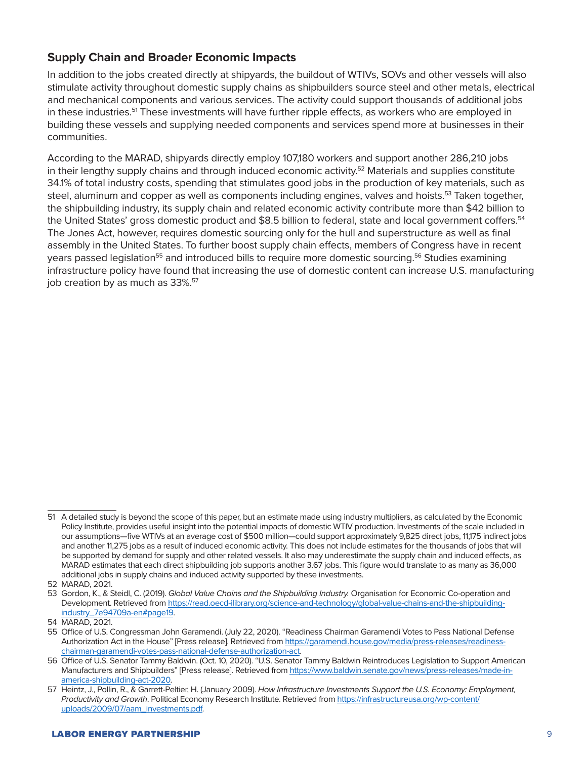## Supply Chain and Broader Economic Impacts

In addition to the jobs created directly at shipyards, the buildout of WTIVs, SOVs and other vessels will also stimulate activity throughout domestic supply chains as shipbuilders source steel and other metals, electrical and mechanical components and various services. The activity could support thousands of additional jobs in these industries.[51] These investments will have further ripple effects, as workers who are employed in building these vessels and supplying needed components and services spend more at businesses in their communities.

According to the MARAD, shipyards directly employ 107,180 workers and support another 286,210 jobs in their lengthy supply chains and through induced economic activity.[52] Materials and supplies constitute 34.1% of total industry costs, spending that stimulates good jobs in the production of key materials, such as steel, aluminum and copper as well as components including engines, valves and hoists.[53] Taken together, the shipbuilding industry, its supply chain and related economic activity contribute more than $42 billion to the United States' gross domestic product and $8.5 billion to federal, state and local government coffers.[54] The Jones Act, however, requires domestic sourcing only for the hull and superstructure as well as final assembly in the United States. To further boost supply chain effects, members of Congress have in recent years passed legislation[55] and introduced bills to require more domestic sourcing.[56] Studies examining infrastructure policy have found that increasing the use of domestic content can increase U.S. manufacturing job creation by as much as 33%.[57]

---

51 A detailed study is beyond the scope of this paper, but an estimate made using industry multipliers, as calculated by the Economic Policy Institute, provides useful insight into the potential impacts of domestic WTIV production. Investments of the scale included in our assumptions—five WTIVs at an average cost of $500 million—could support approximately 9,825 direct jobs, 11,175 indirect jobs and another 11,275 jobs as a result of induced economic activity. This does not include estimates for the thousands of jobs that will be supported by demand for supply and other related vessels. It also may underestimate the supply chain and induced effects, as MARAD estimates that each direct shipbuilding job supports another 3.67 jobs. This figure would translate to as many as 36,000 additional jobs in supply chains and induced activity supported by these investments.

52 MARAD, 2021.

53 Gordon, K., & Steidl, C. (2019). *Global Value Chains and the Shipbuilding Industry.* Organisation for Economic Co-operation and Development. Retrieved from https://read.oecd-ilibrary.org/science-and-technology/global-value-chains-and-the-shipbuilding-industry_7e94709a-en#page19.

54 MARAD, 2021.

55 Office of U.S. Congressman John Garamendi. (July 22, 2020). "Readiness Chairman Garamendi Votes to Pass National Defense Authorization Act in the House" [Press release]. Retrieved from https://garamendi.house.gov/media/press-releases/readiness-chairman-garamendi-votes-pass-national-defense-authorization-act.

56 Office of U.S. Senator Tammy Baldwin. (Oct. 10, 2020). "U.S. Senator Tammy Baldwin Reintroduces Legislation to Support American Manufacturers and Shipbuilders" [Press release]. Retrieved from https://www.baldwin.senate.gov/news/press-releases/made-in-america-shipbuilding-act-2020.

57 Heintz, J., Pollin, R., & Garrett-Peltier, H. (January 2009). *How Infrastructure Investments Support the U.S. Economy: Employment, Productivity and Growth*. Political Economy Research Institute. Retrieved from https://infrastructureusa.org/wp-content/uploads/2009/07/aam_investments.pdf.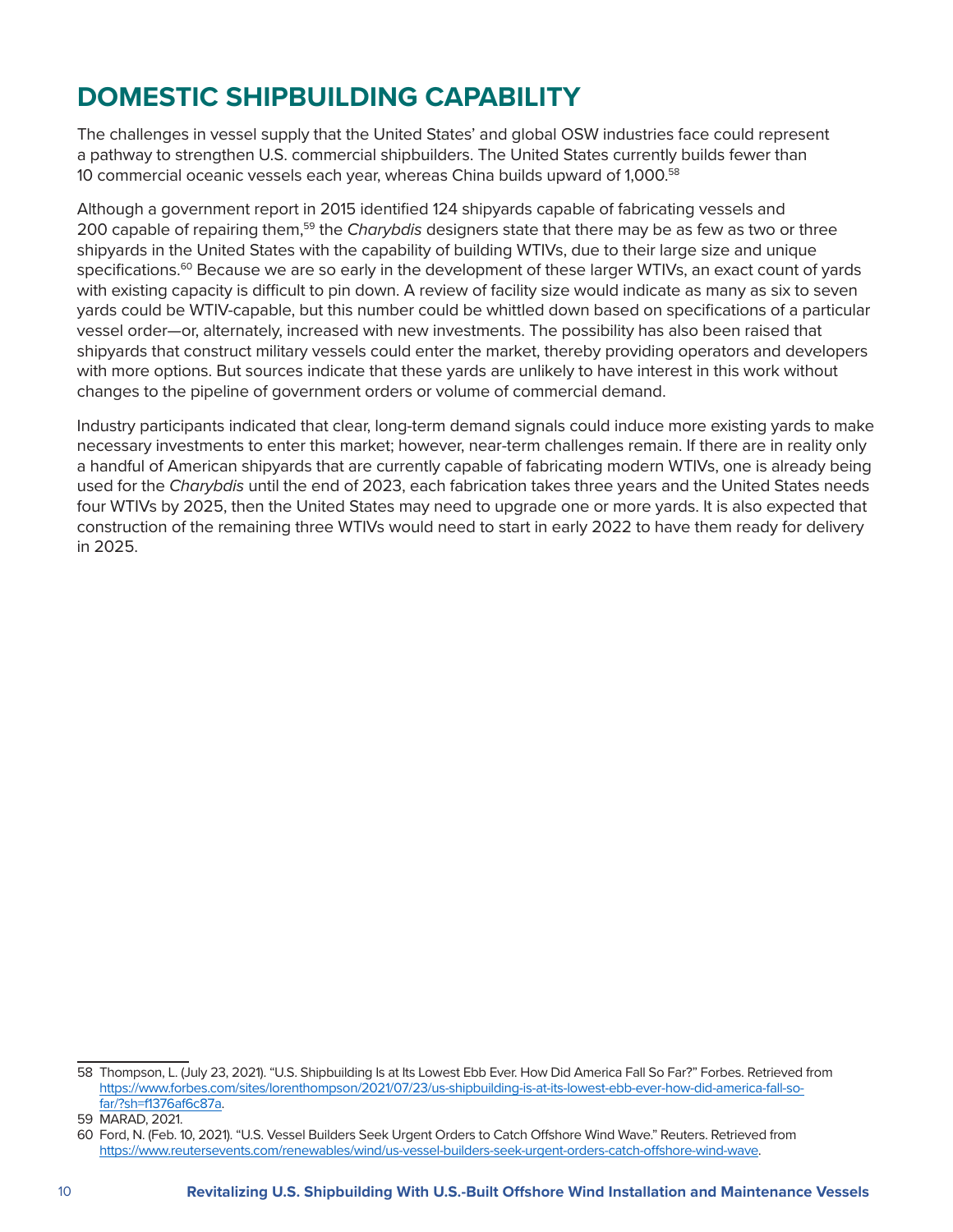# DOMESTIC SHIPBUILDING CAPABILITY

The challenges in vessel supply that the United States' and global OSW industries face could represent a pathway to strengthen U.S. commercial shipbuilders. The United States currently builds fewer than 10 commercial oceanic vessels each year, whereas China builds upward of 1,000.[58]

Although a government report in 2015 identified 124 shipyards capable of fabricating vessels and 200 capable of repairing them,[59] the *Charybdis* designers state that there may be as few as two or three shipyards in the United States with the capability of building WTIVs, due to their large size and unique specifications.[60] Because we are so early in the development of these larger WTIVs, an exact count of yards with existing capacity is difficult to pin down. A review of facility size would indicate as many as six to seven yards could be WTIV-capable, but this number could be whittled down based on specifications of a particular vessel order—or, alternately, increased with new investments. The possibility has also been raised that shipyards that construct military vessels could enter the market, thereby providing operators and developers with more options. But sources indicate that these yards are unlikely to have interest in this work without changes to the pipeline of government orders or volume of commercial demand.

Industry participants indicated that clear, long-term demand signals could induce more existing yards to make necessary investments to enter this market; however, near-term challenges remain. If there are in reality only a handful of American shipyards that are currently capable of fabricating modern WTIVs, one is already being used for the *Charybdis* until the end of 2023, each fabrication takes three years and the United States needs four WTIVs by 2025, then the United States may need to upgrade one or more yards. It is also expected that construction of the remaining three WTIVs would need to start in early 2022 to have them ready for delivery in 2025.

---

58 Thompson, L. (July 23, 2021). "U.S. Shipbuilding Is at Its Lowest Ebb Ever. How Did America Fall So Far?" Forbes. Retrieved from https://www.forbes.com/sites/lorenthompson/2021/07/23/us-shipbuilding-is-at-its-lowest-ebb-ever-how-did-america-fall-so-far/?sh=f1376af6c87a.

59 MARAD, 2021.

60 Ford, N. (Feb. 10, 2021). "U.S. Vessel Builders Seek Urgent Orders to Catch Offshore Wind Wave." Reuters. Retrieved from https://www.reutersevents.com/renewables/wind/us-vessel-builders-seek-urgent-orders-catch-offshore-wind-wave.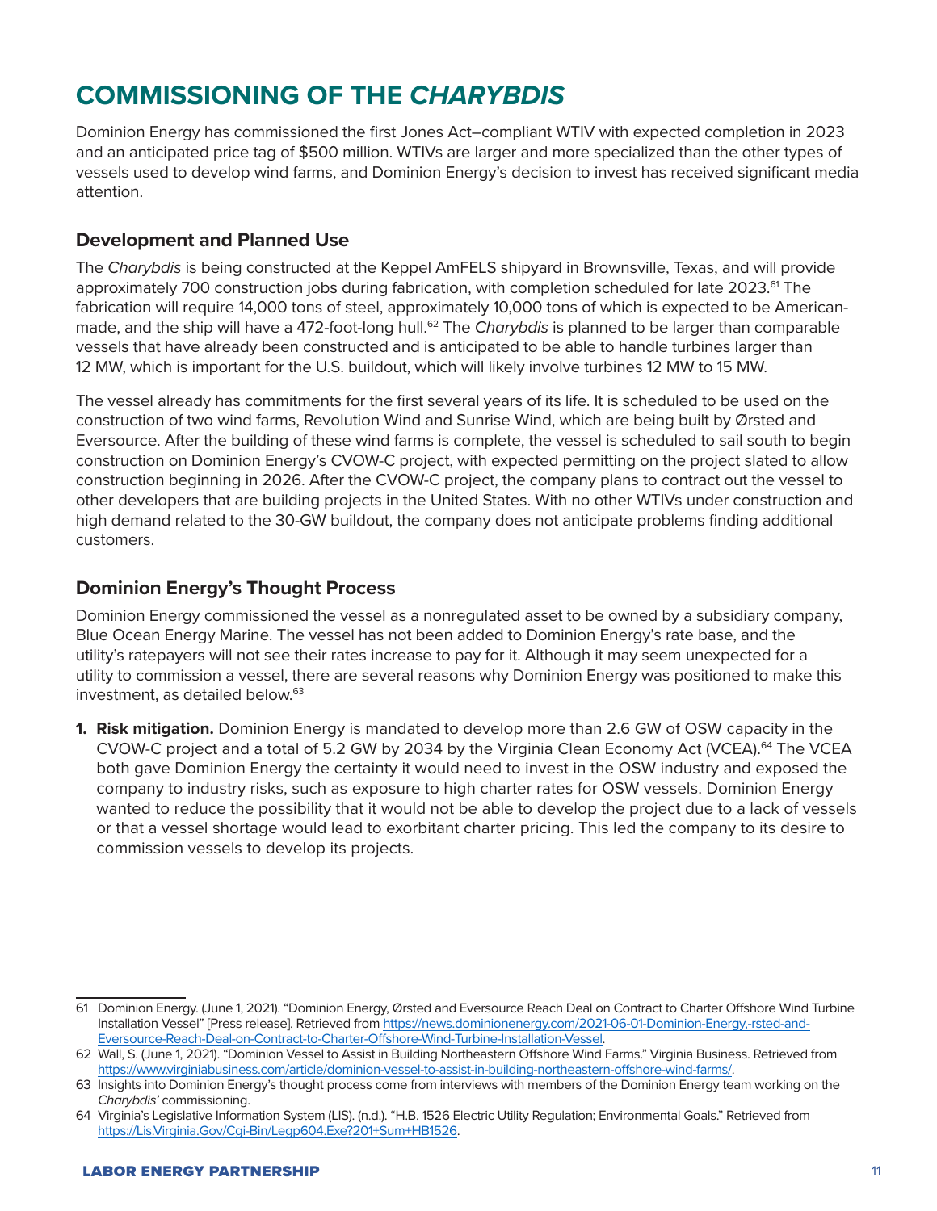# COMMISSIONING OF THE *CHARYBDIS*

Dominion Energy has commissioned the first Jones Act–compliant WTIV with expected completion in 2023 and an anticipated price tag of $500 million. WTIVs are larger and more specialized than the other types of vessels used to develop wind farms, and Dominion Energy's decision to invest has received significant media attention.

## Development and Planned Use

The *Charybdis* is being constructed at the Keppel AmFELS shipyard in Brownsville, Texas, and will provide approximately 700 construction jobs during fabrication, with completion scheduled for late 2023.[61] The fabrication will require 14,000 tons of steel, approximately 10,000 tons of which is expected to be American-made, and the ship will have a 472-foot-long hull.[62] The *Charybdis* is planned to be larger than comparable vessels that have already been constructed and is anticipated to be able to handle turbines larger than 12 MW, which is important for the U.S. buildout, which will likely involve turbines 12 MW to 15 MW.

The vessel already has commitments for the first several years of its life. It is scheduled to be used on the construction of two wind farms, Revolution Wind and Sunrise Wind, which are being built by Ørsted and Eversource. After the building of these wind farms is complete, the vessel is scheduled to sail south to begin construction on Dominion Energy's CVOW-C project, with expected permitting on the project slated to allow construction beginning in 2026. After the CVOW-C project, the company plans to contract out the vessel to other developers that are building projects in the United States. With no other WTIVs under construction and high demand related to the 30-GW buildout, the company does not anticipate problems finding additional customers.

## Dominion Energy's Thought Process

Dominion Energy commissioned the vessel as a nonregulated asset to be owned by a subsidiary company, Blue Ocean Energy Marine. The vessel has not been added to Dominion Energy's rate base, and the utility's ratepayers will not see their rates increase to pay for it. Although it may seem unexpected for a utility to commission a vessel, there are several reasons why Dominion Energy was positioned to make this investment, as detailed below.[63]

1. **Risk mitigation.** Dominion Energy is mandated to develop more than 2.6 GW of OSW capacity in the CVOW-C project and a total of 5.2 GW by 2034 by the Virginia Clean Economy Act (VCEA).[64] The VCEA both gave Dominion Energy the certainty it would need to invest in the OSW industry and exposed the company to industry risks, such as exposure to high charter rates for OSW vessels. Dominion Energy wanted to reduce the possibility that it would not be able to develop the project due to a lack of vessels or that a vessel shortage would lead to exorbitant charter pricing. This led the company to its desire to commission vessels to develop its projects.

---

61 Dominion Energy. (June 1, 2021). "Dominion Energy, Ørsted and Eversource Reach Deal on Contract to Charter Offshore Wind Turbine Installation Vessel" [Press release]. Retrieved from https://news.dominionenergy.com/2021-06-01-Dominion-Energy,-rsted-and-Eversource-Reach-Deal-on-Contract-to-Charter-Offshore-Wind-Turbine-Installation-Vessel.

62 Wall, S. (June 1, 2021). "Dominion Vessel to Assist in Building Northeastern Offshore Wind Farms." Virginia Business. Retrieved from https://www.virginiabusiness.com/article/dominion-vessel-to-assist-in-building-northeastern-offshore-wind-farms/.

63 Insights into Dominion Energy's thought process come from interviews with members of the Dominion Energy team working on the *Charybdis'* commissioning.

64 Virginia's Legislative Information System (LIS). (n.d.). "H.B. 1526 Electric Utility Regulation; Environmental Goals." Retrieved from https://Lis.Virginia.Gov/Cgi-Bin/Legp604.Exe?201+Sum+HB1526.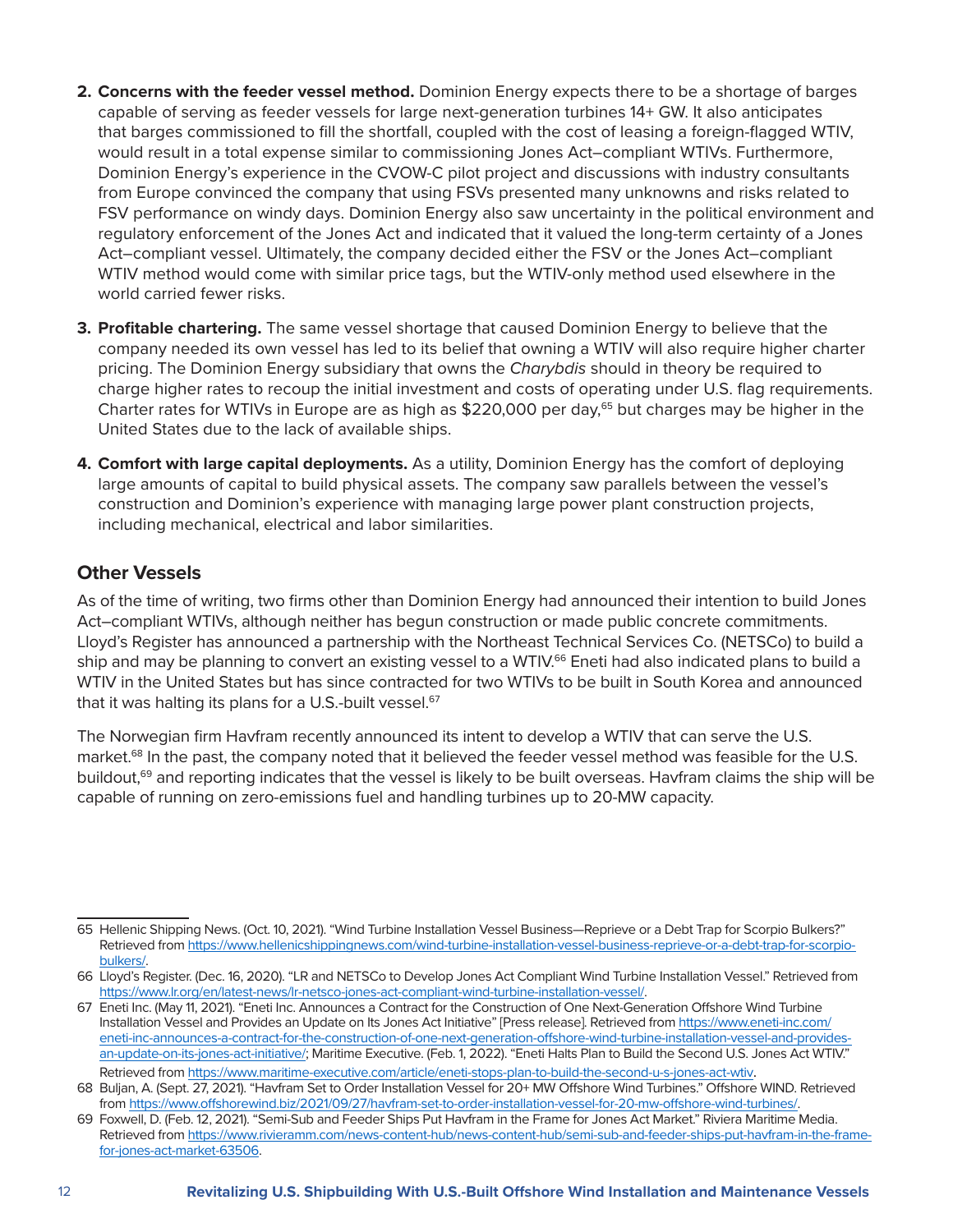2. **Concerns with the feeder vessel method.** Dominion Energy expects there to be a shortage of barges capable of serving as feeder vessels for large next-generation turbines 14+ GW. It also anticipates that barges commissioned to fill the shortfall, coupled with the cost of leasing a foreign-flagged WTIV, would result in a total expense similar to commissioning Jones Act–compliant WTIVs. Furthermore, Dominion Energy's experience in the CVOW-C pilot project and discussions with industry consultants from Europe convinced the company that using FSVs presented many unknowns and risks related to FSV performance on windy days. Dominion Energy also saw uncertainty in the political environment and regulatory enforcement of the Jones Act and indicated that it valued the long-term certainty of a Jones Act–compliant vessel. Ultimately, the company decided either the FSV or the Jones Act–compliant WTIV method would come with similar price tags, but the WTIV-only method used elsewhere in the world carried fewer risks.

3. **Profitable chartering.** The same vessel shortage that caused Dominion Energy to believe that the company needed its own vessel has led to its belief that owning a WTIV will also require higher charter pricing. The Dominion Energy subsidiary that owns the *Charybdis* should in theory be required to charge higher rates to recoup the initial investment and costs of operating under U.S. flag requirements. Charter rates for WTIVs in Europe are as high as $220,000 per day,[65] but charges may be higher in the United States due to the lack of available ships.

4. **Comfort with large capital deployments.** As a utility, Dominion Energy has the comfort of deploying large amounts of capital to build physical assets. The company saw parallels between the vessel's construction and Dominion's experience with managing large power plant construction projects, including mechanical, electrical and labor similarities.

## Other Vessels

As of the time of writing, two firms other than Dominion Energy had announced their intention to build Jones Act–compliant WTIVs, although neither has begun construction or made public concrete commitments. Lloyd's Register has announced a partnership with the Northeast Technical Services Co. (NETSCo) to build a ship and may be planning to convert an existing vessel to a WTIV.[66] Eneti had also indicated plans to build a WTIV in the United States but has since contracted for two WTIVs to be built in South Korea and announced that it was halting its plans for a U.S.-built vessel.[67]

The Norwegian firm Havfram recently announced its intent to develop a WTIV that can serve the U.S. market.[68] In the past, the company noted that it believed the feeder vessel method was feasible for the U.S. buildout,[69] and reporting indicates that the vessel is likely to be built overseas. Havfram claims the ship will be capable of running on zero-emissions fuel and handling turbines up to 20-MW capacity.

---

65 Hellenic Shipping News. (Oct. 10, 2021). "Wind Turbine Installation Vessel Business—Reprieve or a Debt Trap for Scorpio Bulkers?" Retrieved from https://www.hellenicshippingnews.com/wind-turbine-installation-vessel-business-reprieve-or-a-debt-trap-for-scorpio-bulkers/.

66 Lloyd's Register. (Dec. 16, 2020). "LR and NETSCo to Develop Jones Act Compliant Wind Turbine Installation Vessel." Retrieved from https://www.lr.org/en/latest-news/lr-netsco-jones-act-compliant-wind-turbine-installation-vessel/.

67 Eneti Inc. (May 11, 2021). "Eneti Inc. Announces a Contract for the Construction of One Next-Generation Offshore Wind Turbine Installation Vessel and Provides an Update on Its Jones Act Initiative" [Press release]. Retrieved from https://www.eneti-inc.com/eneti-inc-announces-a-contract-for-the-construction-of-one-next-generation-offshore-wind-turbine-installation-vessel-and-provides-an-update-on-its-jones-act-initiative/; Maritime Executive. (Feb. 1, 2022). "Eneti Halts Plan to Build the Second U.S. Jones Act WTIV." Retrieved from https://www.maritime-executive.com/article/eneti-stops-plan-to-build-the-second-u-s-jones-act-wtiv.

68 Buljan, A. (Sept. 27, 2021). "Havfram Set to Order Installation Vessel for 20+ MW Offshore Wind Turbines." Offshore WIND. Retrieved from https://www.offshorewind.biz/2021/09/27/havfram-set-to-order-installation-vessel-for-20-mw-offshore-wind-turbines/.

69 Foxwell, D. (Feb. 12, 2021). "Semi-Sub and Feeder Ships Put Havfram in the Frame for Jones Act Market." Riviera Maritime Media. Retrieved from https://www.rivieramm.com/news-content-hub/news-content-hub/semi-sub-and-feeder-ships-put-havfram-in-the-frame-for-jones-act-market-63506.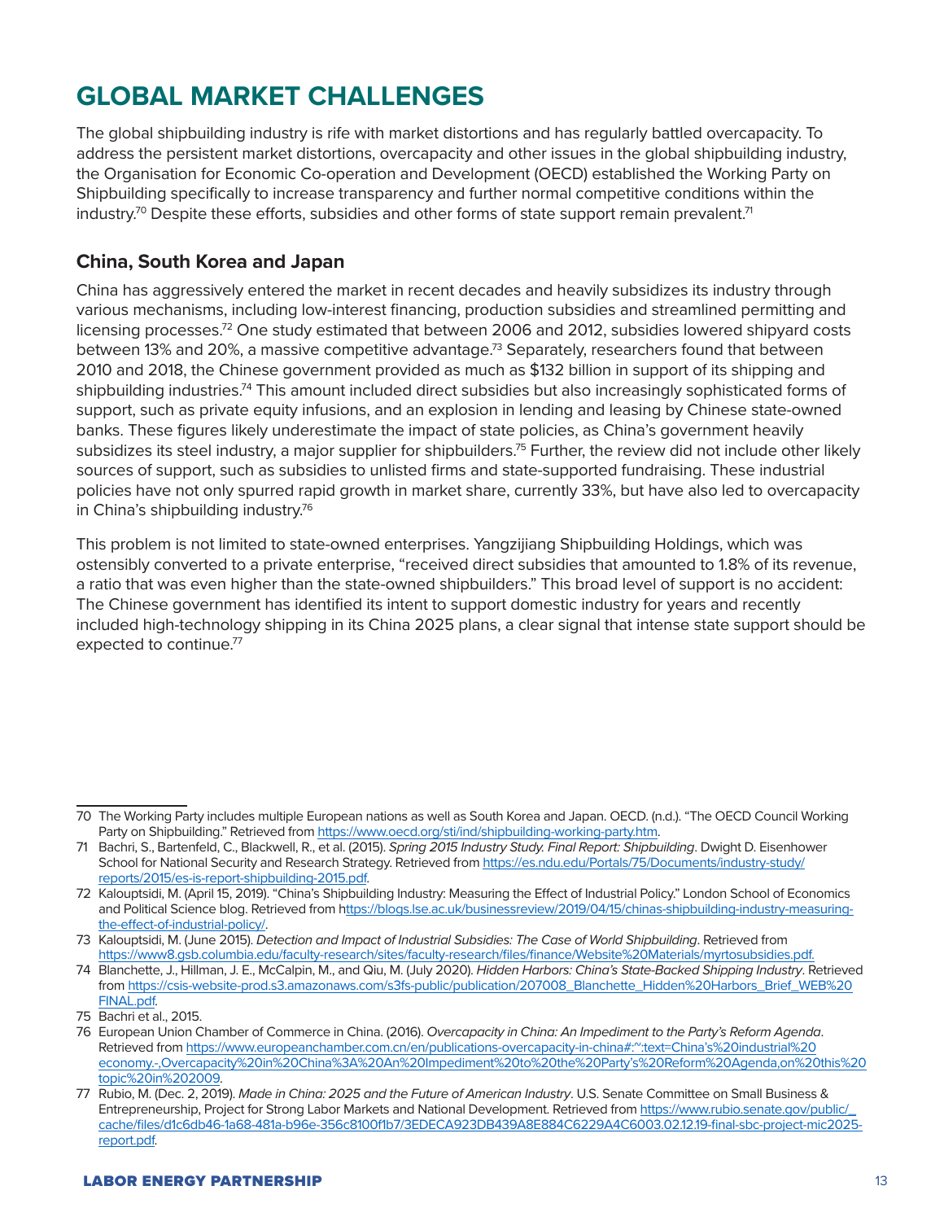# GLOBAL MARKET CHALLENGES

The global shipbuilding industry is rife with market distortions and has regularly battled overcapacity. To address the persistent market distortions, overcapacity and other issues in the global shipbuilding industry, the Organisation for Economic Co-operation and Development (OECD) established the Working Party on Shipbuilding specifically to increase transparency and further normal competitive conditions within the industry.[70] Despite these efforts, subsidies and other forms of state support remain prevalent.[71]

## China, South Korea and Japan

China has aggressively entered the market in recent decades and heavily subsidizes its industry through various mechanisms, including low-interest financing, production subsidies and streamlined permitting and licensing processes.[72] One study estimated that between 2006 and 2012, subsidies lowered shipyard costs between 13% and 20%, a massive competitive advantage.[73] Separately, researchers found that between 2010 and 2018, the Chinese government provided as much as $132 billion in support of its shipping and shipbuilding industries.[74] This amount included direct subsidies but also increasingly sophisticated forms of support, such as private equity infusions, and an explosion in lending and leasing by Chinese state-owned banks. These figures likely underestimate the impact of state policies, as China's government heavily subsidizes its steel industry, a major supplier for shipbuilders.[75] Further, the review did not include other likely sources of support, such as subsidies to unlisted firms and state-supported fundraising. These industrial policies have not only spurred rapid growth in market share, currently 33%, but have also led to overcapacity in China's shipbuilding industry.[76]

This problem is not limited to state-owned enterprises. Yangzijiang Shipbuilding Holdings, which was ostensibly converted to a private enterprise, "received direct subsidies that amounted to 1.8% of its revenue, a ratio that was even higher than the state-owned shipbuilders." This broad level of support is no accident: The Chinese government has identified its intent to support domestic industry for years and recently included high-technology shipping in its China 2025 plans, a clear signal that intense state support should be expected to continue.[77]

---

70 The Working Party includes multiple European nations as well as South Korea and Japan. OECD. (n.d.). "The OECD Council Working Party on Shipbuilding." Retrieved from https://www.oecd.org/sti/ind/shipbuilding-working-party.htm.

71 Bachri, S., Bartenfeld, C., Blackwell, R., et al. (2015). *Spring 2015 Industry Study. Final Report: Shipbuilding*. Dwight D. Eisenhower School for National Security and Research Strategy. Retrieved from https://es.ndu.edu/Portals/75/Documents/industry-study/reports/2015/es-is-report-shipbuilding-2015.pdf.

72 Kalouptsidi, M. (April 15, 2019). "China's Shipbuilding Industry: Measuring the Effect of Industrial Policy." London School of Economics and Political Science blog. Retrieved from https://blogs.lse.ac.uk/businessreview/2019/04/15/chinas-shipbuilding-industry-measuring-the-effect-of-industrial-policy/.

73 Kalouptsidi, M. (June 2015). *Detection and Impact of Industrial Subsidies: The Case of World Shipbuilding*. Retrieved from https://www8.gsb.columbia.edu/faculty-research/sites/faculty-research/files/finance/Website%20Materials/myrtosubsidies.pdf.

74 Blanchette, J., Hillman, J. E., McCalpin, M., and Qiu, M. (July 2020). *Hidden Harbors: China's State-Backed Shipping Industry*. Retrieved from https://csis-website-prod.s3.amazonaws.com/s3fs-public/publication/207008_Blanchette_Hidden%20Harbors_Brief_WEB%20FINAL.pdf.

75 Bachri et al., 2015.

76 European Union Chamber of Commerce in China. (2016). *Overcapacity in China: An Impediment to the Party's Reform Agenda*. Retrieved from https://www.europeanchamber.com.cn/en/publications-overcapacity-in-china#:~:text=China's%20industrial%20economy.-,Overcapacity%20in%20China%3A%20An%20Impediment%20to%20the%20Party's%20Reform%20Agenda,on%20this%20topic%20in%202009.

77 Rubio, M. (Dec. 2, 2019). *Made in China: 2025 and the Future of American Industry*. U.S. Senate Committee on Small Business & Entrepreneurship, Project for Strong Labor Markets and National Development. Retrieved from https://www.rubio.senate.gov/public/_cache/files/d1c6db46-1a68-481a-b96e-356c8100f1b7/3EDECA923DB439A8E884C6229A4C6003.02.12.19-final-sbc-project-mic2025-report.pdf.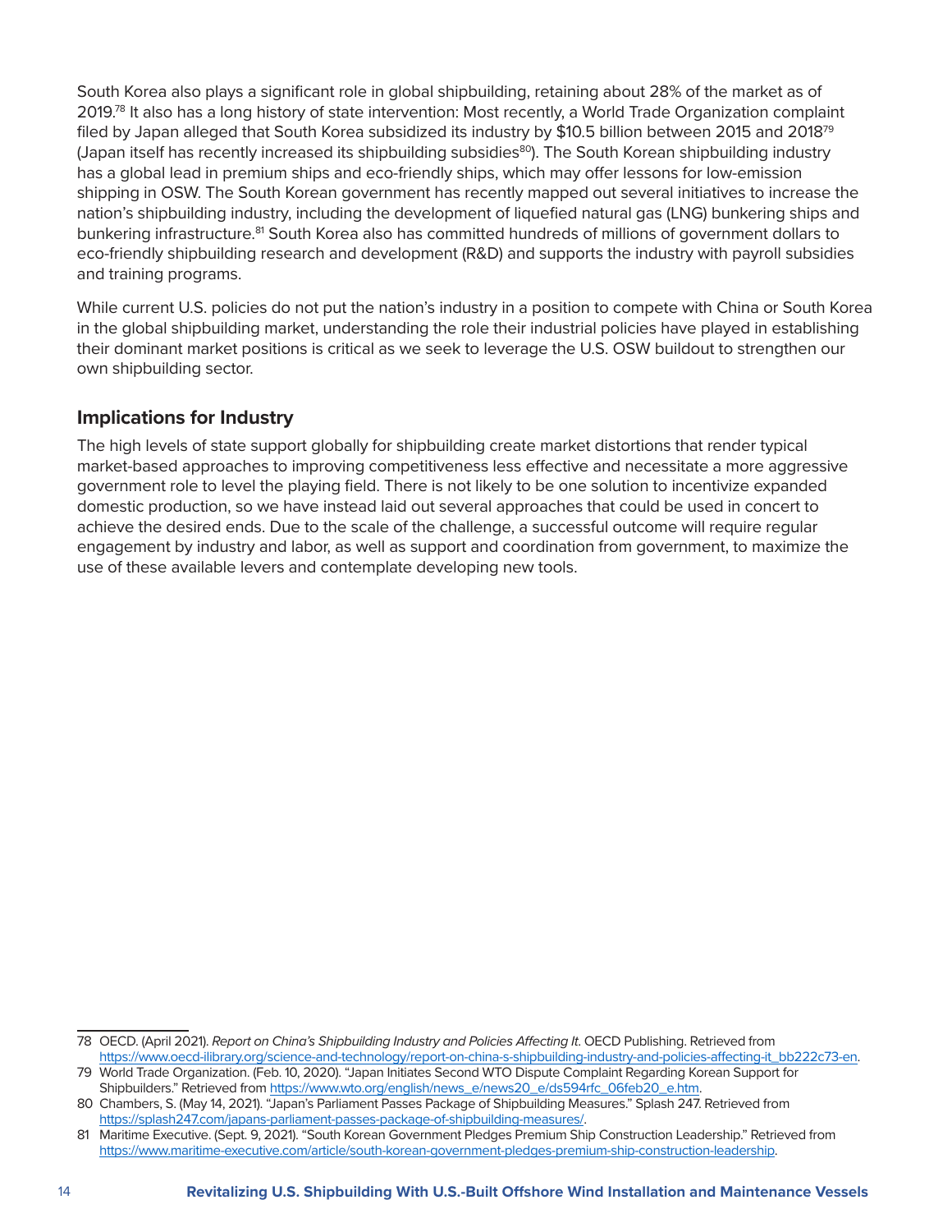South Korea also plays a significant role in global shipbuilding, retaining about 28% of the market as of 2019.[78] It also has a long history of state intervention: Most recently, a World Trade Organization complaint filed by Japan alleged that South Korea subsidized its industry by $10.5 billion between 2015 and 2018[79] (Japan itself has recently increased its shipbuilding subsidies[80]). The South Korean shipbuilding industry has a global lead in premium ships and eco-friendly ships, which may offer lessons for low-emission shipping in OSW. The South Korean government has recently mapped out several initiatives to increase the nation's shipbuilding industry, including the development of liquefied natural gas (LNG) bunkering ships and bunkering infrastructure.[81] South Korea also has committed hundreds of millions of government dollars to eco-friendly shipbuilding research and development (R&D) and supports the industry with payroll subsidies and training programs.

While current U.S. policies do not put the nation's industry in a position to compete with China or South Korea in the global shipbuilding market, understanding the role their industrial policies have played in establishing their dominant market positions is critical as we seek to leverage the U.S. OSW buildout to strengthen our own shipbuilding sector.

## Implications for Industry

The high levels of state support globally for shipbuilding create market distortions that render typical market-based approaches to improving competitiveness less effective and necessitate a more aggressive government role to level the playing field. There is not likely to be one solution to incentivize expanded domestic production, so we have instead laid out several approaches that could be used in concert to achieve the desired ends. Due to the scale of the challenge, a successful outcome will require regular engagement by industry and labor, as well as support and coordination from government, to maximize the use of these available levers and contemplate developing new tools.

---

78 OECD. (April 2021). *Report on China's Shipbuilding Industry and Policies Affecting It*. OECD Publishing. Retrieved from https://www.oecd-ilibrary.org/science-and-technology/report-on-china-s-shipbuilding-industry-and-policies-affecting-it_bb222c73-en.

79 World Trade Organization. (Feb. 10, 2020). "Japan Initiates Second WTO Dispute Complaint Regarding Korean Support for Shipbuilders." Retrieved from https://www.wto.org/english/news_e/news20_e/ds594rfc_06feb20_e.htm.

80 Chambers, S. (May 14, 2021). "Japan's Parliament Passes Package of Shipbuilding Measures." Splash 247. Retrieved from https://splash247.com/japans-parliament-passes-package-of-shipbuilding-measures/.

81 Maritime Executive. (Sept. 9, 2021). "South Korean Government Pledges Premium Ship Construction Leadership." Retrieved from https://www.maritime-executive.com/article/south-korean-government-pledges-premium-ship-construction-leadership.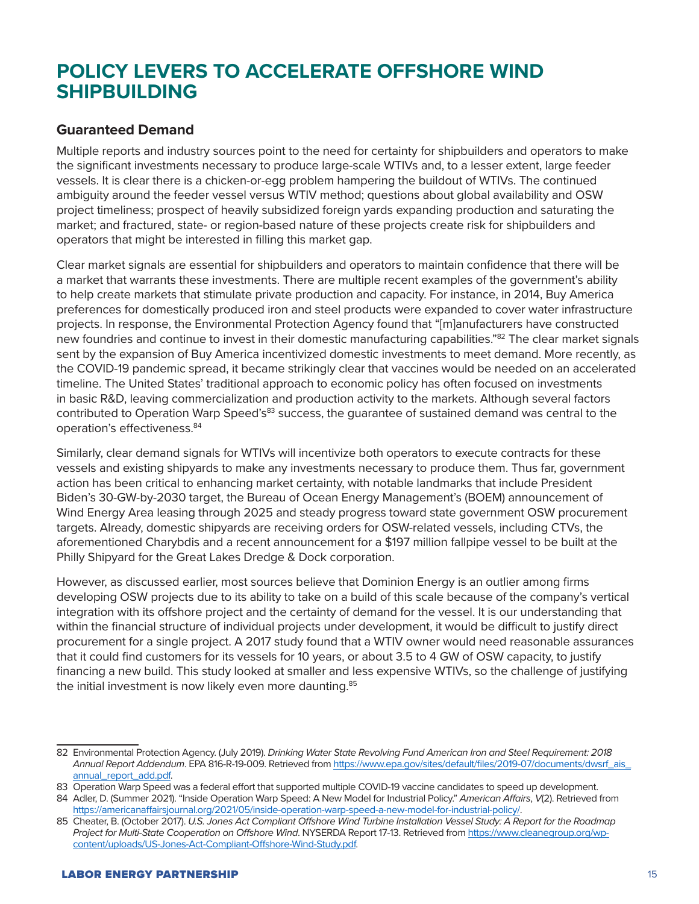# POLICY LEVERS TO ACCELERATE OFFSHORE WIND SHIPBUILDING

## Guaranteed Demand

Multiple reports and industry sources point to the need for certainty for shipbuilders and operators to make the significant investments necessary to produce large-scale WTIVs and, to a lesser extent, large feeder vessels. It is clear there is a chicken-or-egg problem hampering the buildout of WTIVs. The continued ambiguity around the feeder vessel versus WTIV method; questions about global availability and OSW project timeliness; prospect of heavily subsidized foreign yards expanding production and saturating the market; and fractured, state- or region-based nature of these projects create risk for shipbuilders and operators that might be interested in filling this market gap.

Clear market signals are essential for shipbuilders and operators to maintain confidence that there will be a market that warrants these investments. There are multiple recent examples of the government's ability to help create markets that stimulate private production and capacity. For instance, in 2014, Buy America preferences for domestically produced iron and steel products were expanded to cover water infrastructure projects. In response, the Environmental Protection Agency found that "[m]anufacturers have constructed new foundries and continue to invest in their domestic manufacturing capabilities."[82] The clear market signals sent by the expansion of Buy America incentivized domestic investments to meet demand. More recently, as the COVID-19 pandemic spread, it became strikingly clear that vaccines would be needed on an accelerated timeline. The United States' traditional approach to economic policy has often focused on investments in basic R&D, leaving commercialization and production activity to the markets. Although several factors contributed to Operation Warp Speed's[83] success, the guarantee of sustained demand was central to the operation's effectiveness.[84]

Similarly, clear demand signals for WTIVs will incentivize both operators to execute contracts for these vessels and existing shipyards to make any investments necessary to produce them. Thus far, government action has been critical to enhancing market certainty, with notable landmarks that include President Biden's 30-GW-by-2030 target, the Bureau of Ocean Energy Management's (BOEM) announcement of Wind Energy Area leasing through 2025 and steady progress toward state government OSW procurement targets. Already, domestic shipyards are receiving orders for OSW-related vessels, including CTVs, the aforementioned Charybdis and a recent announcement for a $197 million fallpipe vessel to be built at the Philly Shipyard for the Great Lakes Dredge & Dock corporation.

However, as discussed earlier, most sources believe that Dominion Energy is an outlier among firms developing OSW projects due to its ability to take on a build of this scale because of the company's vertical integration with its offshore project and the certainty of demand for the vessel. It is our understanding that within the financial structure of individual projects under development, it would be difficult to justify direct procurement for a single project. A 2017 study found that a WTIV owner would need reasonable assurances that it could find customers for its vessels for 10 years, or about 3.5 to 4 GW of OSW capacity, to justify financing a new build. This study looked at smaller and less expensive WTIVs, so the challenge of justifying the initial investment is now likely even more daunting.[85]

---

82 Environmental Protection Agency. (July 2019). *Drinking Water State Revolving Fund American Iron and Steel Requirement: 2018 Annual Report Addendum*. EPA 816-R-19-009. Retrieved from https://www.epa.gov/sites/default/files/2019-07/documents/dwsrf_ais_annual_report_add.pdf.

83 Operation Warp Speed was a federal effort that supported multiple COVID-19 vaccine candidates to speed up development.

84 Adler, D. (Summer 2021). "Inside Operation Warp Speed: A New Model for Industrial Policy." *American Affairs*, *V*(2). Retrieved from https://americanaffairsjournal.org/2021/05/inside-operation-warp-speed-a-new-model-for-industrial-policy/.

85 Cheater, B. (October 2017). *U.S. Jones Act Compliant Offshore Wind Turbine Installation Vessel Study: A Report for the Roadmap Project for Multi-State Cooperation on Offshore Wind*. NYSERDA Report 17-13. Retrieved from https://www.cleanegroup.org/wp-content/uploads/US-Jones-Act-Compliant-Offshore-Wind-Study.pdf.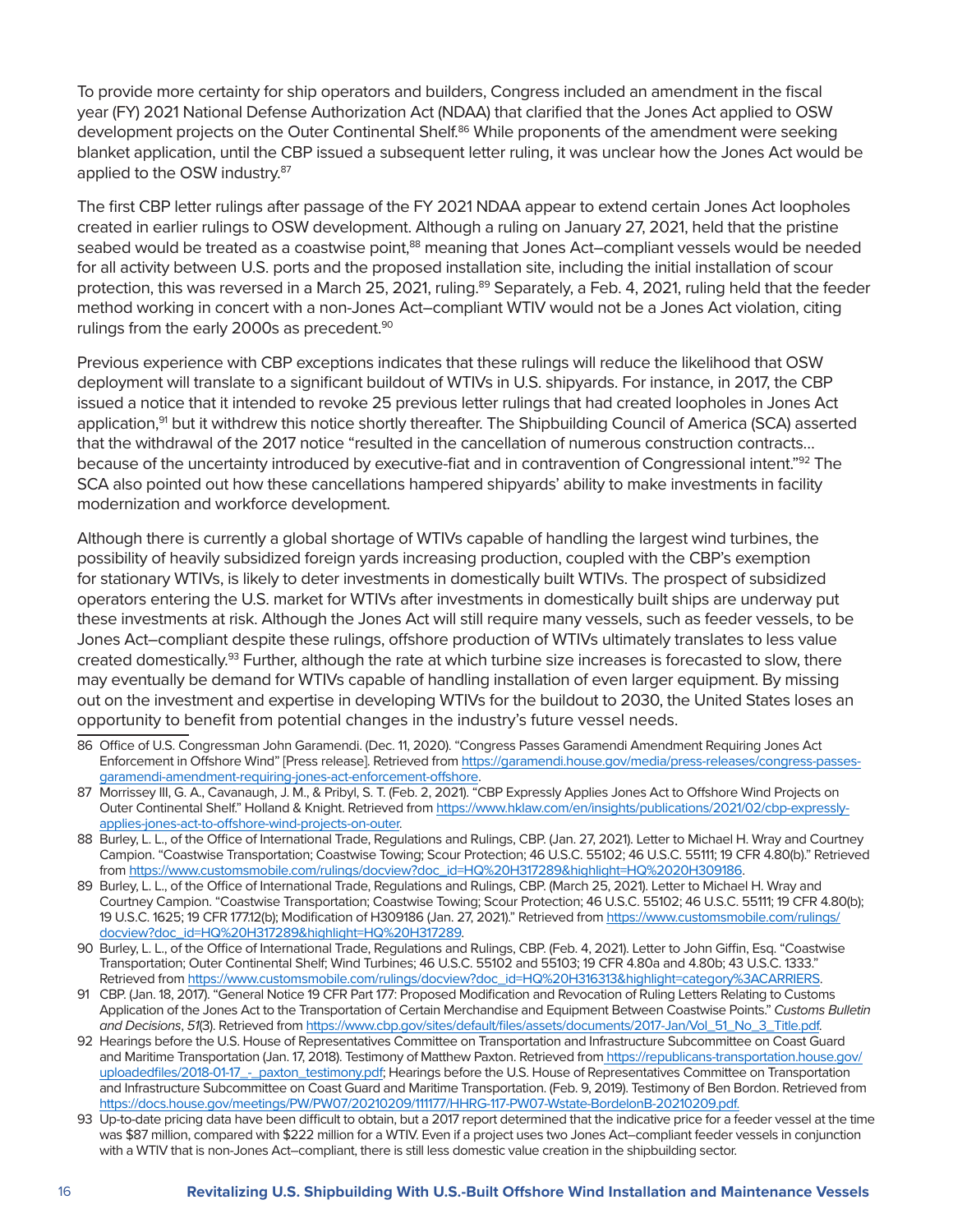To provide more certainty for ship operators and builders, Congress included an amendment in the fiscal year (FY) 2021 National Defense Authorization Act (NDAA) that clarified that the Jones Act applied to OSW development projects on the Outer Continental Shelf.[86] While proponents of the amendment were seeking blanket application, until the CBP issued a subsequent letter ruling, it was unclear how the Jones Act would be applied to the OSW industry.[87]

The first CBP letter rulings after passage of the FY 2021 NDAA appear to extend certain Jones Act loopholes created in earlier rulings to OSW development. Although a ruling on January 27, 2021, held that the pristine seabed would be treated as a coastwise point,[88] meaning that Jones Act–compliant vessels would be needed for all activity between U.S. ports and the proposed installation site, including the initial installation of scour protection, this was reversed in a March 25, 2021, ruling.[89] Separately, a Feb. 4, 2021, ruling held that the feeder method working in concert with a non-Jones Act–compliant WTIV would not be a Jones Act violation, citing rulings from the early 2000s as precedent.[90]

Previous experience with CBP exceptions indicates that these rulings will reduce the likelihood that OSW deployment will translate to a significant buildout of WTIVs in U.S. shipyards. For instance, in 2017, the CBP issued a notice that it intended to revoke 25 previous letter rulings that had created loopholes in Jones Act application,[91] but it withdrew this notice shortly thereafter. The Shipbuilding Council of America (SCA) asserted that the withdrawal of the 2017 notice "resulted in the cancellation of numerous construction contracts… because of the uncertainty introduced by executive-fiat and in contravention of Congressional intent."[92] The SCA also pointed out how these cancellations hampered shipyards' ability to make investments in facility modernization and workforce development.

Although there is currently a global shortage of WTIVs capable of handling the largest wind turbines, the possibility of heavily subsidized foreign yards increasing production, coupled with the CBP's exemption for stationary WTIVs, is likely to deter investments in domestically built WTIVs. The prospect of subsidized operators entering the U.S. market for WTIVs after investments in domestically built ships are underway put these investments at risk. Although the Jones Act will still require many vessels, such as feeder vessels, to be Jones Act–compliant despite these rulings, offshore production of WTIVs ultimately translates to less value created domestically.[93] Further, although the rate at which turbine size increases is forecasted to slow, there may eventually be demand for WTIVs capable of handling installation of even larger equipment. By missing out on the investment and expertise in developing WTIVs for the buildout to 2030, the United States loses an opportunity to benefit from potential changes in the industry's future vessel needs.

---

86 Office of U.S. Congressman John Garamendi. (Dec. 11, 2020). "Congress Passes Garamendi Amendment Requiring Jones Act Enforcement in Offshore Wind" [Press release]. Retrieved from https://garamendi.house.gov/media/press-releases/congress-passes-garamendi-amendment-requiring-jones-act-enforcement-offshore.

87 Morrissey III, G. A., Cavanaugh, J. M., & Pribyl, S. T. (Feb. 2, 2021). "CBP Expressly Applies Jones Act to Offshore Wind Projects on Outer Continental Shelf." Holland & Knight. Retrieved from https://www.hklaw.com/en/insights/publications/2021/02/cbp-expressly-applies-jones-act-to-offshore-wind-projects-on-outer.

88 Burley, L. L., of the Office of International Trade, Regulations and Rulings, CBP. (Jan. 27, 2021). Letter to Michael H. Wray and Courtney Campion. "Coastwise Transportation; Coastwise Towing; Scour Protection; 46 U.S.C. 55102; 46 U.S.C. 55111; 19 CFR 4.80(b)." Retrieved from https://www.customsmobile.com/rulings/docview?doc_id=HQ%20H317289&highlight=HQ%2020H309186.

89 Burley, L. L., of the Office of International Trade, Regulations and Rulings, CBP. (March 25, 2021). Letter to Michael H. Wray and Courtney Campion. "Coastwise Transportation; Coastwise Towing; Scour Protection; 46 U.S.C. 55102; 46 U.S.C. 55111; 19 CFR 4.80(b); 19 U.S.C. 1625; 19 CFR 177.12(b); Modification of H309186 (Jan. 27, 2021)." Retrieved from https://www.customsmobile.com/rulings/docview?doc_id=HQ%20H317289&highlight=HQ%20H317289.

90 Burley, L. L., of the Office of International Trade, Regulations and Rulings, CBP. (Feb. 4, 2021). Letter to John Giffin, Esq. "Coastwise Transportation; Outer Continental Shelf; Wind Turbines; 46 U.S.C. 55102 and 55103; 19 CFR 4.80a and 4.80b; 43 U.S.C. 1333." Retrieved from https://www.customsmobile.com/rulings/docview?doc_id=HQ%20H316313&highlight=category%3ACARRIERS.

91 CBP. (Jan. 18, 2017). "General Notice 19 CFR Part 177: Proposed Modification and Revocation of Ruling Letters Relating to Customs Application of the Jones Act to the Transportation of Certain Merchandise and Equipment Between Coastwise Points." *Customs Bulletin and Decisions*, *51*(3). Retrieved from https://www.cbp.gov/sites/default/files/assets/documents/2017-Jan/Vol_51_No_3_Title.pdf.

92 Hearings before the U.S. House of Representatives Committee on Transportation and Infrastructure Subcommittee on Coast Guard and Maritime Transportation (Jan. 17, 2018). Testimony of Matthew Paxton. Retrieved from https://republicans-transportation.house.gov/uploadedfiles/2018-01-17_-_paxton_testimony.pdf; Hearings before the U.S. House of Representatives Committee on Transportation and Infrastructure Subcommittee on Coast Guard and Maritime Transportation. (Feb. 9, 2019). Testimony of Ben Bordon. Retrieved from https://docs.house.gov/meetings/PW/PW07/20210209/111177/HHRG-117-PW07-Wstate-BordelonB-20210209.pdf.

93 Up-to-date pricing data have been difficult to obtain, but a 2017 report determined that the indicative price for a feeder vessel at the time was $87 million, compared with $222 million for a WTIV. Even if a project uses two Jones Act–compliant feeder vessels in conjunction with a WTIV that is non-Jones Act–compliant, there is still less domestic value creation in the shipbuilding sector.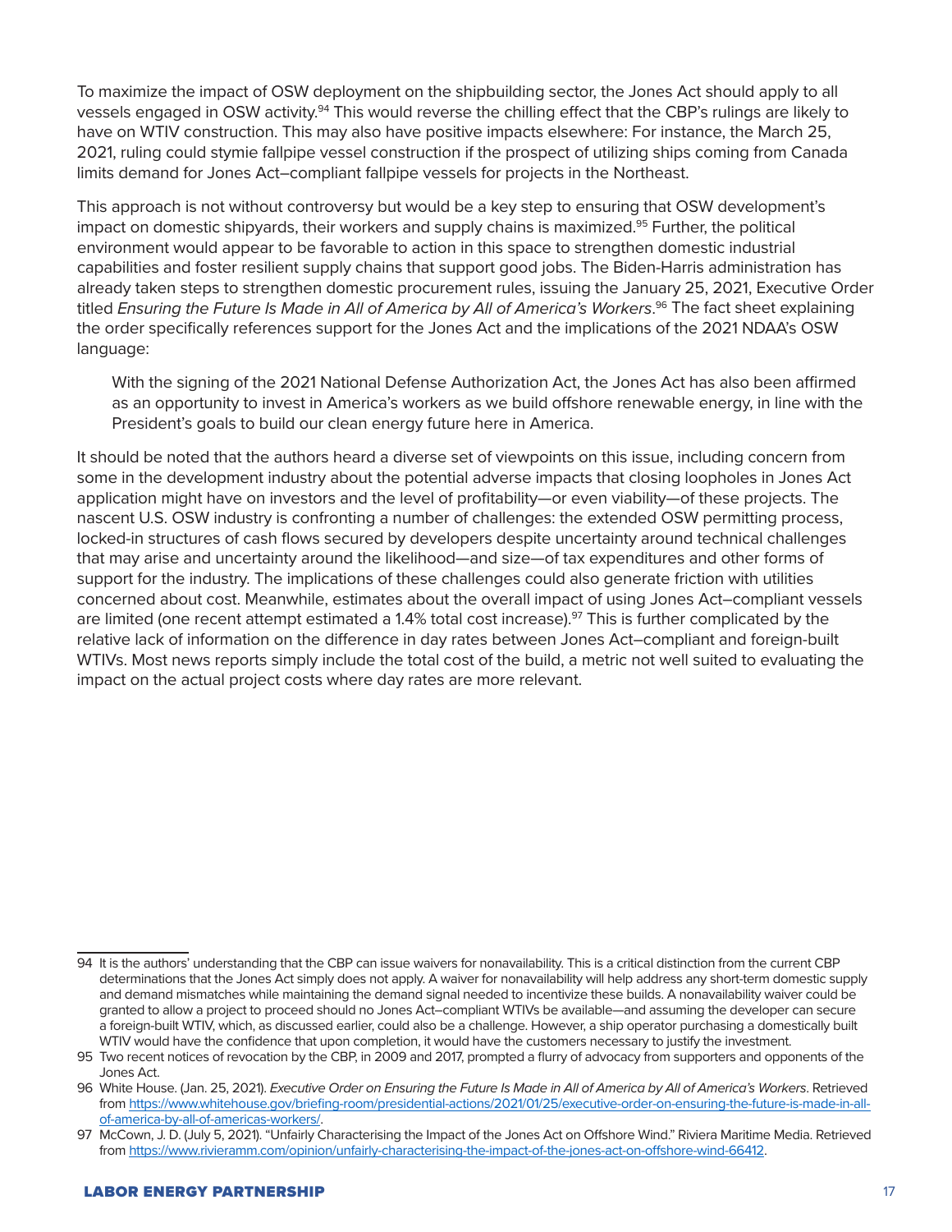To maximize the impact of OSW deployment on the shipbuilding sector, the Jones Act should apply to all vessels engaged in OSW activity.[94] This would reverse the chilling effect that the CBP's rulings are likely to have on WTIV construction. This may also have positive impacts elsewhere: For instance, the March 25, 2021, ruling could stymie fallpipe vessel construction if the prospect of utilizing ships coming from Canada limits demand for Jones Act–compliant fallpipe vessels for projects in the Northeast.

This approach is not without controversy but would be a key step to ensuring that OSW development's impact on domestic shipyards, their workers and supply chains is maximized.[95] Further, the political environment would appear to be favorable to action in this space to strengthen domestic industrial capabilities and foster resilient supply chains that support good jobs. The Biden-Harris administration has already taken steps to strengthen domestic procurement rules, issuing the January 25, 2021, Executive Order titled *Ensuring the Future Is Made in All of America by All of America's Workers*.[96] The fact sheet explaining the order specifically references support for the Jones Act and the implications of the 2021 NDAA's OSW language:

> With the signing of the 2021 National Defense Authorization Act, the Jones Act has also been affirmed as an opportunity to invest in America's workers as we build offshore renewable energy, in line with the President's goals to build our clean energy future here in America.

It should be noted that the authors heard a diverse set of viewpoints on this issue, including concern from some in the development industry about the potential adverse impacts that closing loopholes in Jones Act application might have on investors and the level of profitability—or even viability—of these projects. The nascent U.S. OSW industry is confronting a number of challenges: the extended OSW permitting process, locked-in structures of cash flows secured by developers despite uncertainty around technical challenges that may arise and uncertainty around the likelihood—and size—of tax expenditures and other forms of support for the industry. The implications of these challenges could also generate friction with utilities concerned about cost. Meanwhile, estimates about the overall impact of using Jones Act–compliant vessels are limited (one recent attempt estimated a 1.4% total cost increase).[97] This is further complicated by the relative lack of information on the difference in day rates between Jones Act–compliant and foreign-built WTIVs. Most news reports simply include the total cost of the build, a metric not well suited to evaluating the impact on the actual project costs where day rates are more relevant.

---

94 It is the authors' understanding that the CBP can issue waivers for nonavailability. This is a critical distinction from the current CBP determinations that the Jones Act simply does not apply. A waiver for nonavailability will help address any short-term domestic supply and demand mismatches while maintaining the demand signal needed to incentivize these builds. A nonavailability waiver could be granted to allow a project to proceed should no Jones Act–compliant WTIVs be available—and assuming the developer can secure a foreign-built WTIV, which, as discussed earlier, could also be a challenge. However, a ship operator purchasing a domestically built WTIV would have the confidence that upon completion, it would have the customers necessary to justify the investment.

95 Two recent notices of revocation by the CBP, in 2009 and 2017, prompted a flurry of advocacy from supporters and opponents of the Jones Act.

96 White House. (Jan. 25, 2021). *Executive Order on Ensuring the Future Is Made in All of America by All of America's Workers*. Retrieved from https://www.whitehouse.gov/briefing-room/presidential-actions/2021/01/25/executive-order-on-ensuring-the-future-is-made-in-all-of-america-by-all-of-americas-workers/.

97 McCown, J. D. (July 5, 2021). "Unfairly Characterising the Impact of the Jones Act on Offshore Wind." Riviera Maritime Media. Retrieved from https://www.rivieramm.com/opinion/unfairly-characterising-the-impact-of-the-jones-act-on-offshore-wind-66412.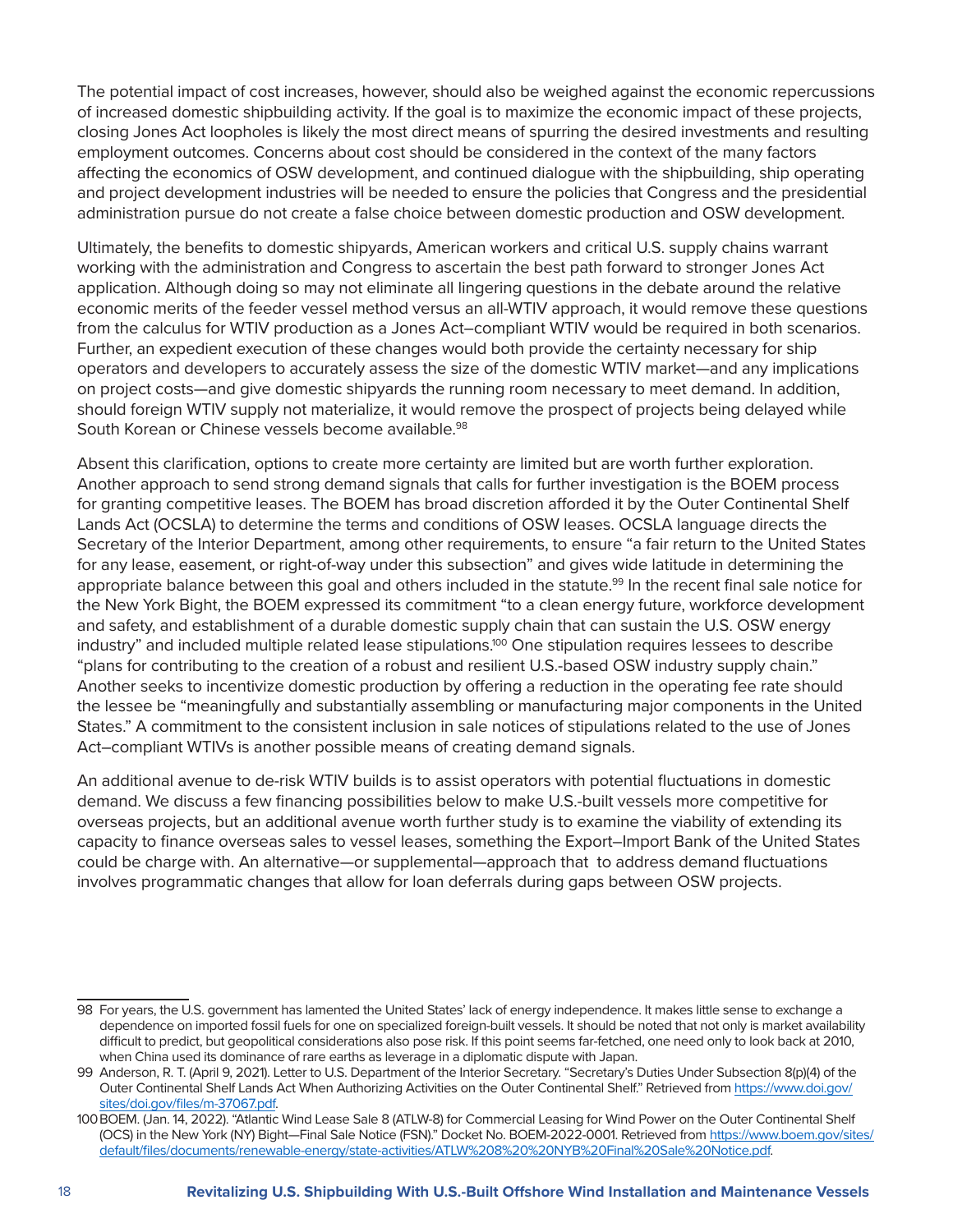The potential impact of cost increases, however, should also be weighed against the economic repercussions of increased domestic shipbuilding activity. If the goal is to maximize the economic impact of these projects, closing Jones Act loopholes is likely the most direct means of spurring the desired investments and resulting employment outcomes. Concerns about cost should be considered in the context of the many factors affecting the economics of OSW development, and continued dialogue with the shipbuilding, ship operating and project development industries will be needed to ensure the policies that Congress and the presidential administration pursue do not create a false choice between domestic production and OSW development.

Ultimately, the benefits to domestic shipyards, American workers and critical U.S. supply chains warrant working with the administration and Congress to ascertain the best path forward to stronger Jones Act application. Although doing so may not eliminate all lingering questions in the debate around the relative economic merits of the feeder vessel method versus an all-WTIV approach, it would remove these questions from the calculus for WTIV production as a Jones Act–compliant WTIV would be required in both scenarios. Further, an expedient execution of these changes would both provide the certainty necessary for ship operators and developers to accurately assess the size of the domestic WTIV market—and any implications on project costs—and give domestic shipyards the running room necessary to meet demand. In addition, should foreign WTIV supply not materialize, it would remove the prospect of projects being delayed while South Korean or Chinese vessels become available.[98]

Absent this clarification, options to create more certainty are limited but are worth further exploration. Another approach to send strong demand signals that calls for further investigation is the BOEM process for granting competitive leases. The BOEM has broad discretion afforded it by the Outer Continental Shelf Lands Act (OCSLA) to determine the terms and conditions of OSW leases. OCSLA language directs the Secretary of the Interior Department, among other requirements, to ensure "a fair return to the United States for any lease, easement, or right-of-way under this subsection" and gives wide latitude in determining the appropriate balance between this goal and others included in the statute.[99] In the recent final sale notice for the New York Bight, the BOEM expressed its commitment "to a clean energy future, workforce development and safety, and establishment of a durable domestic supply chain that can sustain the U.S. OSW energy industry" and included multiple related lease stipulations.[100] One stipulation requires lessees to describe "plans for contributing to the creation of a robust and resilient U.S.-based OSW industry supply chain." Another seeks to incentivize domestic production by offering a reduction in the operating fee rate should the lessee be "meaningfully and substantially assembling or manufacturing major components in the United States." A commitment to the consistent inclusion in sale notices of stipulations related to the use of Jones Act–compliant WTIVs is another possible means of creating demand signals.

An additional avenue to de-risk WTIV builds is to assist operators with potential fluctuations in domestic demand. We discuss a few financing possibilities below to make U.S.-built vessels more competitive for overseas projects, but an additional avenue worth further study is to examine the viability of extending its capacity to finance overseas sales to vessel leases, something the Export–Import Bank of the United States could be charge with. An alternative—or supplemental—approach that to address demand fluctuations involves programmatic changes that allow for loan deferrals during gaps between OSW projects.

---

98 For years, the U.S. government has lamented the United States' lack of energy independence. It makes little sense to exchange a dependence on imported fossil fuels for one on specialized foreign-built vessels. It should be noted that not only is market availability difficult to predict, but geopolitical considerations also pose risk. If this point seems far-fetched, one need only to look back at 2010, when China used its dominance of rare earths as leverage in a diplomatic dispute with Japan.

99 Anderson, R. T. (April 9, 2021). Letter to U.S. Department of the Interior Secretary. "Secretary's Duties Under Subsection 8(p)(4) of the Outer Continental Shelf Lands Act When Authorizing Activities on the Outer Continental Shelf." Retrieved from https://www.doi.gov/sites/doi.gov/files/m-37067.pdf.

100 BOEM. (Jan. 14, 2022). "Atlantic Wind Lease Sale 8 (ATLW-8) for Commercial Leasing for Wind Power on the Outer Continental Shelf (OCS) in the New York (NY) Bight—Final Sale Notice (FSN)." Docket No. BOEM-2022-0001. Retrieved from https://www.boem.gov/sites/default/files/documents/renewable-energy/state-activities/ATLW%208%20%20NYB%20Final%20Sale%20Notice.pdf.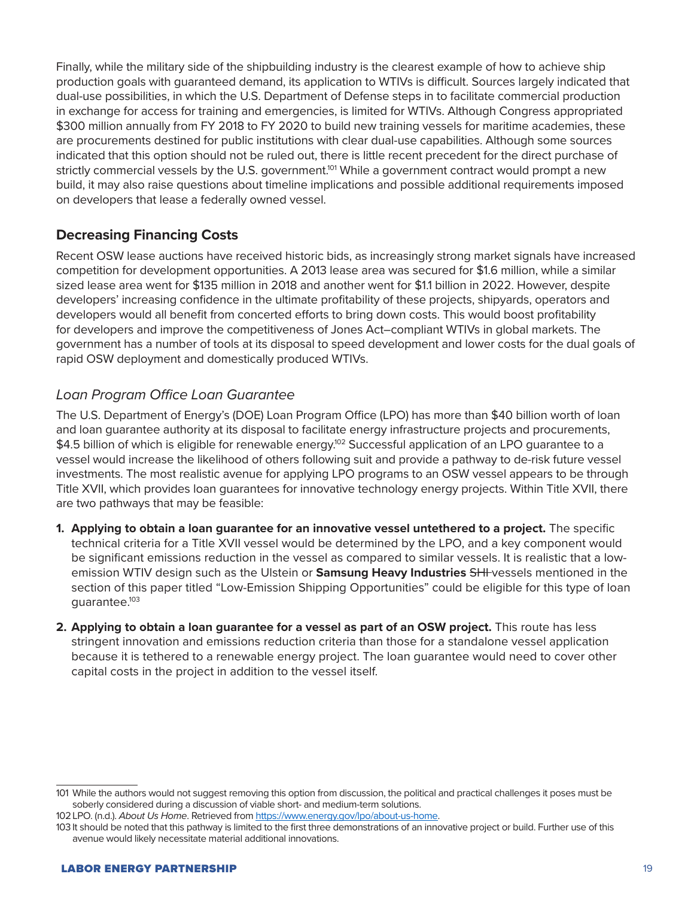Finally, while the military side of the shipbuilding industry is the clearest example of how to achieve ship production goals with guaranteed demand, its application to WTIVs is difficult. Sources largely indicated that dual-use possibilities, in which the U.S. Department of Defense steps in to facilitate commercial production in exchange for access for training and emergencies, is limited for WTIVs. Although Congress appropriated $300 million annually from FY 2018 to FY 2020 to build new training vessels for maritime academies, these are procurements destined for public institutions with clear dual-use capabilities. Although some sources indicated that this option should not be ruled out, there is little recent precedent for the direct purchase of strictly commercial vessels by the U.S. government.[101] While a government contract would prompt a new build, it may also raise questions about timeline implications and possible additional requirements imposed on developers that lease a federally owned vessel.

## Decreasing Financing Costs

Recent OSW lease auctions have received historic bids, as increasingly strong market signals have increased competition for development opportunities. A 2013 lease area was secured for $1.6 million, while a similar sized lease area went for $135 million in 2018 and another went for $1.1 billion in 2022. However, despite developers' increasing confidence in the ultimate profitability of these projects, shipyards, operators and developers would all benefit from concerted efforts to bring down costs. This would boost profitability for developers and improve the competitiveness of Jones Act–compliant WTIVs in global markets. The government has a number of tools at its disposal to speed development and lower costs for the dual goals of rapid OSW deployment and domestically produced WTIVs.

### *Loan Program Office Loan Guarantee*

The U.S. Department of Energy's (DOE) Loan Program Office (LPO) has more than $40 billion worth of loan and loan guarantee authority at its disposal to facilitate energy infrastructure projects and procurements, $4.5 billion of which is eligible for renewable energy.[102] Successful application of an LPO guarantee to a vessel would increase the likelihood of others following suit and provide a pathway to de-risk future vessel investments. The most realistic avenue for applying LPO programs to an OSW vessel appears to be through Title XVII, which provides loan guarantees for innovative technology energy projects. Within Title XVII, there are two pathways that may be feasible:

1. **Applying to obtain a loan guarantee for an innovative vessel untethered to a project.** The specific technical criteria for a Title XVII vessel would be determined by the LPO, and a key component would be significant emissions reduction in the vessel as compared to similar vessels. It is realistic that a low-emission WTIV design such as the Ulstein or **Samsung Heavy Industries** ~~SHI~~ vessels mentioned in the section of this paper titled "Low-Emission Shipping Opportunities" could be eligible for this type of loan guarantee.[103]

2. **Applying to obtain a loan guarantee for a vessel as part of an OSW project.** This route has less stringent innovation and emissions reduction criteria than those for a standalone vessel application because it is tethered to a renewable energy project. The loan guarantee would need to cover other capital costs in the project in addition to the vessel itself.

---

101 While the authors would not suggest removing this option from discussion, the political and practical challenges it poses must be soberly considered during a discussion of viable short- and medium-term solutions.

102 LPO. (n.d.). *About Us Home*. Retrieved from https://www.energy.gov/lpo/about-us-home.

103 It should be noted that this pathway is limited to the first three demonstrations of an innovative project or build. Further use of this avenue would likely necessitate material additional innovations.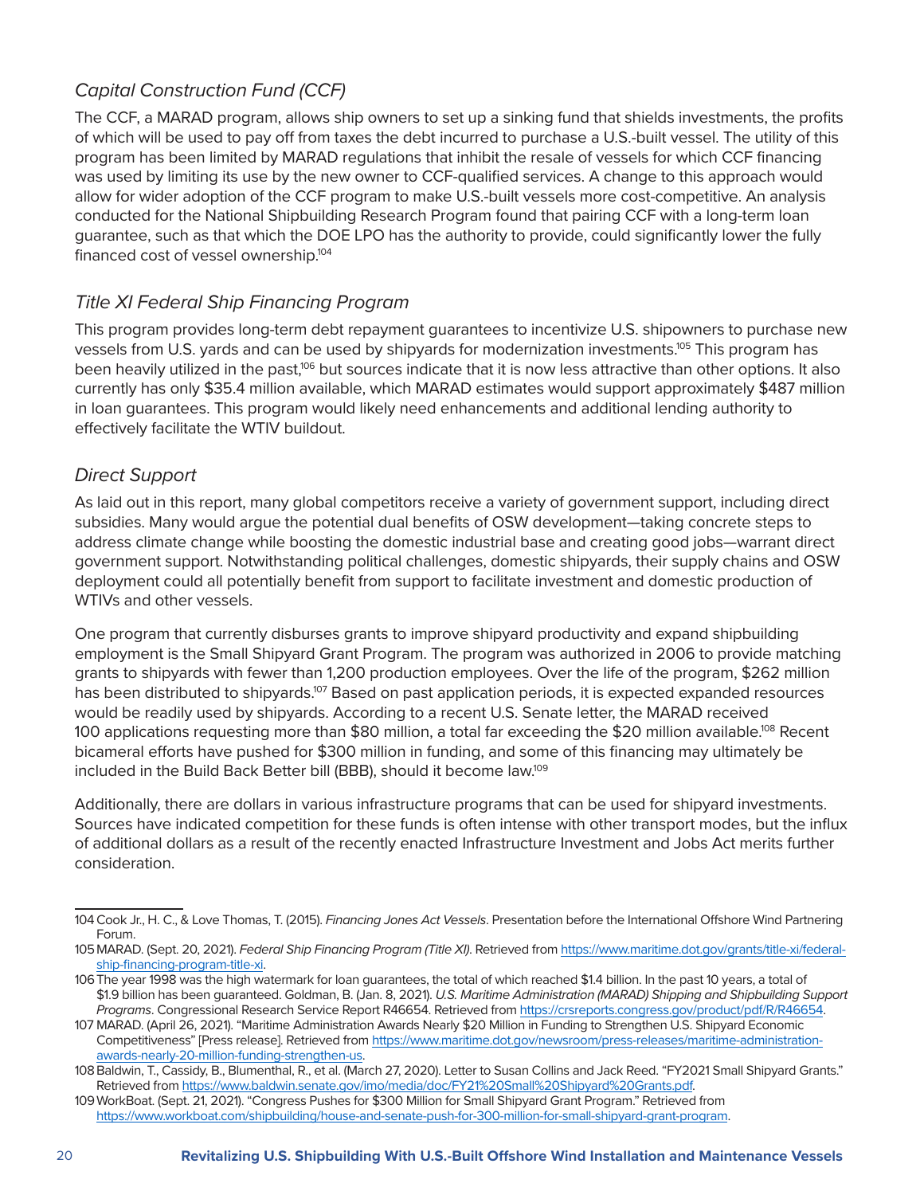### *Capital Construction Fund (CCF)*

The CCF, a MARAD program, allows ship owners to set up a sinking fund that shields investments, the profits of which will be used to pay off from taxes the debt incurred to purchase a U.S.-built vessel. The utility of this program has been limited by MARAD regulations that inhibit the resale of vessels for which CCF financing was used by limiting its use by the new owner to CCF-qualified services. A change to this approach would allow for wider adoption of the CCF program to make U.S.-built vessels more cost-competitive. An analysis conducted for the National Shipbuilding Research Program found that pairing CCF with a long-term loan guarantee, such as that which the DOE LPO has the authority to provide, could significantly lower the fully financed cost of vessel ownership.[104]

### *Title XI Federal Ship Financing Program*

This program provides long-term debt repayment guarantees to incentivize U.S. shipowners to purchase new vessels from U.S. yards and can be used by shipyards for modernization investments.[105] This program has been heavily utilized in the past,[106] but sources indicate that it is now less attractive than other options. It also currently has only $35.4 million available, which MARAD estimates would support approximately $487 million in loan guarantees. This program would likely need enhancements and additional lending authority to effectively facilitate the WTIV buildout.

### *Direct Support*

As laid out in this report, many global competitors receive a variety of government support, including direct subsidies. Many would argue the potential dual benefits of OSW development—taking concrete steps to address climate change while boosting the domestic industrial base and creating good jobs—warrant direct government support. Notwithstanding political challenges, domestic shipyards, their supply chains and OSW deployment could all potentially benefit from support to facilitate investment and domestic production of WTIVs and other vessels.

One program that currently disburses grants to improve shipyard productivity and expand shipbuilding employment is the Small Shipyard Grant Program. The program was authorized in 2006 to provide matching grants to shipyards with fewer than 1,200 production employees. Over the life of the program, $262 million has been distributed to shipyards.[107] Based on past application periods, it is expected expanded resources would be readily used by shipyards. According to a recent U.S. Senate letter, the MARAD received 100 applications requesting more than $80 million, a total far exceeding the $20 million available.[108] Recent bicameral efforts have pushed for $300 million in funding, and some of this financing may ultimately be included in the Build Back Better bill (BBB), should it become law.[109]

Additionally, there are dollars in various infrastructure programs that can be used for shipyard investments. Sources have indicated competition for these funds is often intense with other transport modes, but the influx of additional dollars as a result of the recently enacted Infrastructure Investment and Jobs Act merits further consideration.

---

104 Cook Jr., H. C., & Love Thomas, T. (2015). *Financing Jones Act Vessels*. Presentation before the International Offshore Wind Partnering Forum.

105 MARAD. (Sept. 20, 2021). *Federal Ship Financing Program (Title XI)*. Retrieved from https://www.maritime.dot.gov/grants/title-xi/federal-ship-financing-program-title-xi.

106 The year 1998 was the high watermark for loan guarantees, the total of which reached $1.4 billion. In the past 10 years, a total of $1.9 billion has been guaranteed. Goldman, B. (Jan. 8, 2021). *U.S. Maritime Administration (MARAD) Shipping and Shipbuilding Support Programs*. Congressional Research Service Report R46654. Retrieved from https://crsreports.congress.gov/product/pdf/R/R46654.

107 MARAD. (April 26, 2021). "Maritime Administration Awards Nearly $20 Million in Funding to Strengthen U.S. Shipyard Economic Competitiveness" [Press release]. Retrieved from https://www.maritime.dot.gov/newsroom/press-releases/maritime-administration-awards-nearly-20-million-funding-strengthen-us.

108 Baldwin, T., Cassidy, B., Blumenthal, R., et al. (March 27, 2020). Letter to Susan Collins and Jack Reed. "FY2021 Small Shipyard Grants." Retrieved from https://www.baldwin.senate.gov/imo/media/doc/FY21%20Small%20Shipyard%20Grants.pdf.

109 WorkBoat. (Sept. 21, 2021). "Congress Pushes for $300 Million for Small Shipyard Grant Program." Retrieved from https://www.workboat.com/shipbuilding/house-and-senate-push-for-300-million-for-small-shipyard-grant-program.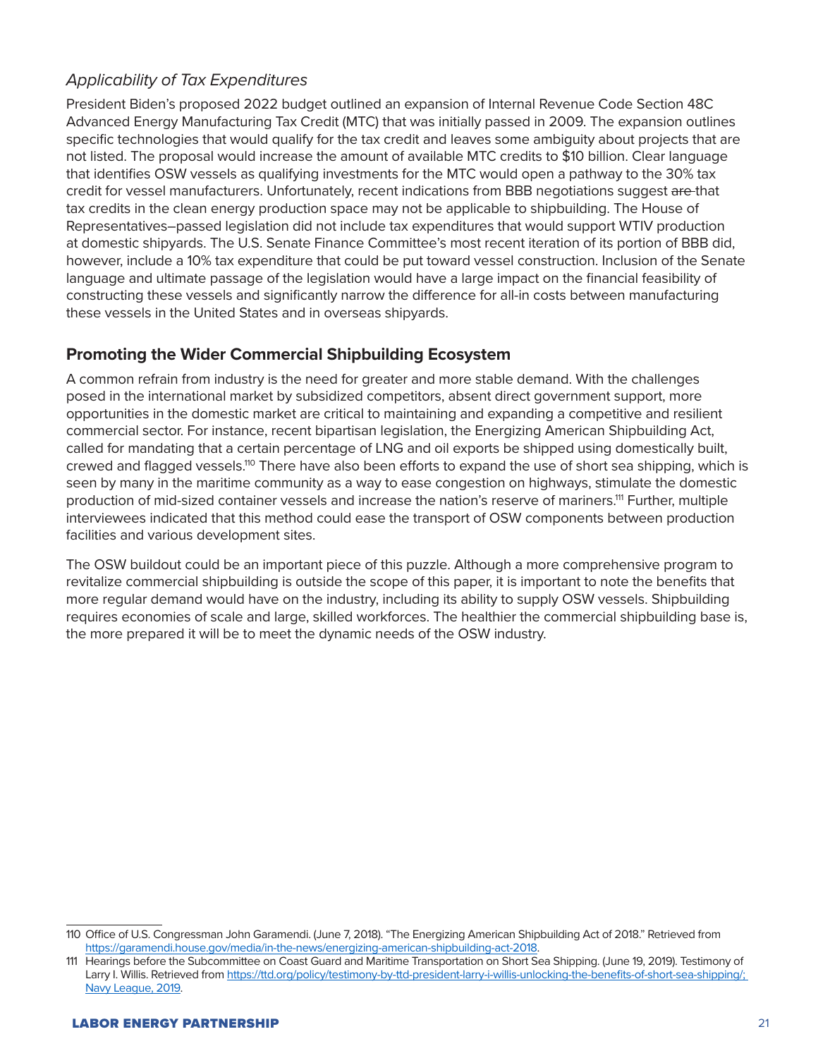*Applicability of Tax Expenditures*

President Biden's proposed 2022 budget outlined an expansion of Internal Revenue Code Section 48C Advanced Energy Manufacturing Tax Credit (MTC) that was initially passed in 2009. The expansion outlines specific technologies that would qualify for the tax credit and leaves some ambiguity about projects that are not listed. The proposal would increase the amount of available MTC credits to $10 billion. Clear language that identifies OSW vessels as qualifying investments for the MTC would open a pathway to the 30% tax credit for vessel manufacturers. Unfortunately, recent indications from BBB negotiations suggest ~~are~~ that tax credits in the clean energy production space may not be applicable to shipbuilding. The House of Representatives–passed legislation did not include tax expenditures that would support WTIV production at domestic shipyards. The U.S. Senate Finance Committee's most recent iteration of its portion of BBB did, however, include a 10% tax expenditure that could be put toward vessel construction. Inclusion of the Senate language and ultimate passage of the legislation would have a large impact on the financial feasibility of constructing these vessels and significantly narrow the difference for all-in costs between manufacturing these vessels in the United States and in overseas shipyards.

## Promoting the Wider Commercial Shipbuilding Ecosystem

A common refrain from industry is the need for greater and more stable demand. With the challenges posed in the international market by subsidized competitors, absent direct government support, more opportunities in the domestic market are critical to maintaining and expanding a competitive and resilient commercial sector. For instance, recent bipartisan legislation, the Energizing American Shipbuilding Act, called for mandating that a certain percentage of LNG and oil exports be shipped using domestically built, crewed and flagged vessels.[110] There have also been efforts to expand the use of short sea shipping, which is seen by many in the maritime community as a way to ease congestion on highways, stimulate the domestic production of mid-sized container vessels and increase the nation's reserve of mariners.[111] Further, multiple interviewees indicated that this method could ease the transport of OSW components between production facilities and various development sites.

The OSW buildout could be an important piece of this puzzle. Although a more comprehensive program to revitalize commercial shipbuilding is outside the scope of this paper, it is important to note the benefits that more regular demand would have on the industry, including its ability to supply OSW vessels. Shipbuilding requires economies of scale and large, skilled workforces. The healthier the commercial shipbuilding base is, the more prepared it will be to meet the dynamic needs of the OSW industry.

---

110 Office of U.S. Congressman John Garamendi. (June 7, 2018). "The Energizing American Shipbuilding Act of 2018." Retrieved from https://garamendi.house.gov/media/in-the-news/energizing-american-shipbuilding-act-2018.

111 Hearings before the Subcommittee on Coast Guard and Maritime Transportation on Short Sea Shipping. (June 19, 2019). Testimony of Larry I. Willis. Retrieved from https://ttd.org/policy/testimony-by-ttd-president-larry-i-willis-unlocking-the-benefits-of-short-sea-shipping/; Navy League, 2019.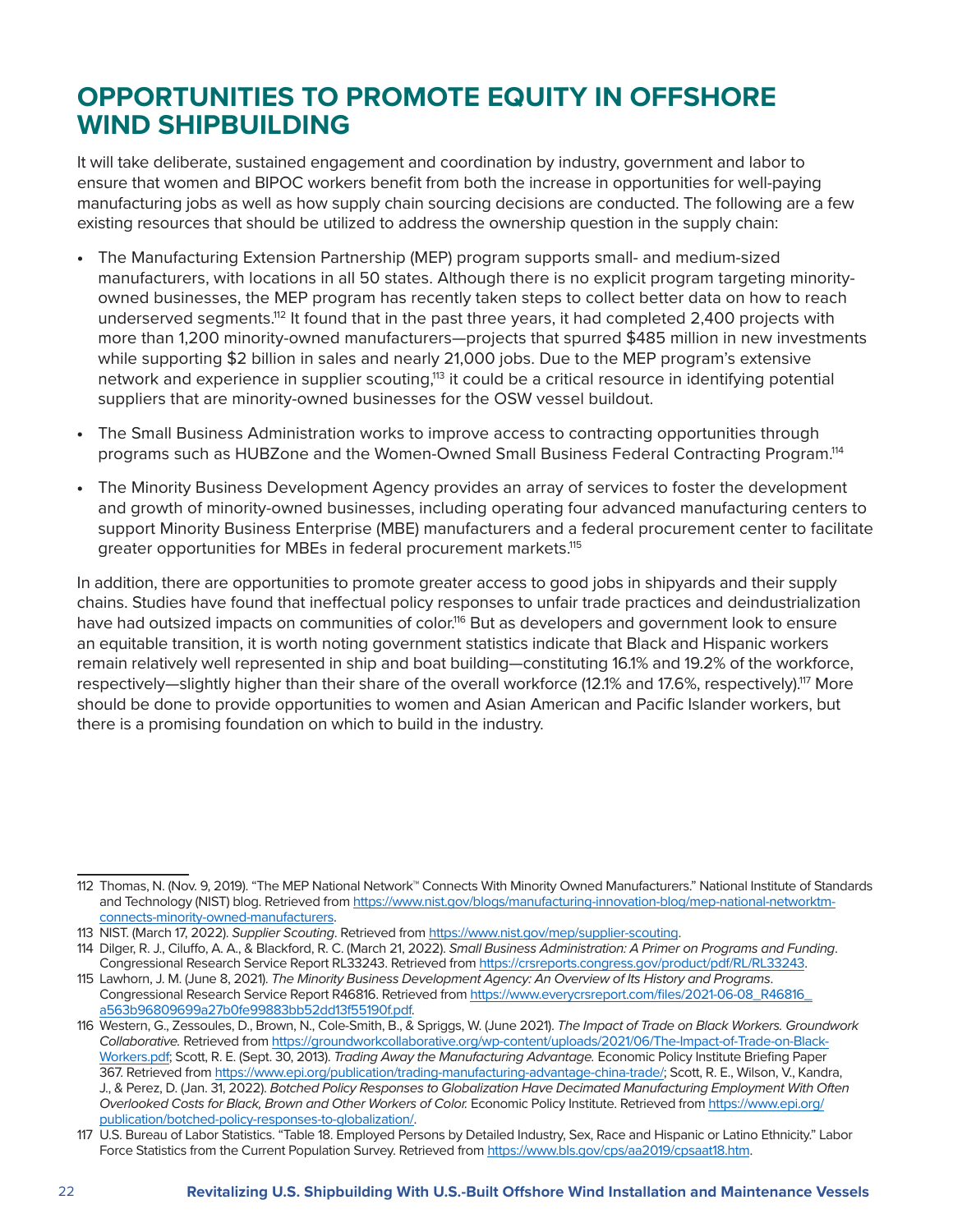# OPPORTUNITIES TO PROMOTE EQUITY IN OFFSHORE WIND SHIPBUILDING

It will take deliberate, sustained engagement and coordination by industry, government and labor to ensure that women and BIPOC workers benefit from both the increase in opportunities for well-paying manufacturing jobs as well as how supply chain sourcing decisions are conducted. The following are a few existing resources that should be utilized to address the ownership question in the supply chain:

- The Manufacturing Extension Partnership (MEP) program supports small- and medium-sized manufacturers, with locations in all 50 states. Although there is no explicit program targeting minority-owned businesses, the MEP program has recently taken steps to collect better data on how to reach underserved segments.[112] It found that in the past three years, it had completed 2,400 projects with more than 1,200 minority-owned manufacturers—projects that spurred $485 million in new investments while supporting $2 billion in sales and nearly 21,000 jobs. Due to the MEP program's extensive network and experience in supplier scouting,[113] it could be a critical resource in identifying potential suppliers that are minority-owned businesses for the OSW vessel buildout.
- The Small Business Administration works to improve access to contracting opportunities through programs such as HUBZone and the Women-Owned Small Business Federal Contracting Program.[114]
- The Minority Business Development Agency provides an array of services to foster the development and growth of minority-owned businesses, including operating four advanced manufacturing centers to support Minority Business Enterprise (MBE) manufacturers and a federal procurement center to facilitate greater opportunities for MBEs in federal procurement markets.[115]

In addition, there are opportunities to promote greater access to good jobs in shipyards and their supply chains. Studies have found that ineffectual policy responses to unfair trade practices and deindustrialization have had outsized impacts on communities of color.[116] But as developers and government look to ensure an equitable transition, it is worth noting government statistics indicate that Black and Hispanic workers remain relatively well represented in ship and boat building—constituting 16.1% and 19.2% of the workforce, respectively—slightly higher than their share of the overall workforce (12.1% and 17.6%, respectively).[117] More should be done to provide opportunities to women and Asian American and Pacific Islander workers, but there is a promising foundation on which to build in the industry.

---

112 Thomas, N. (Nov. 9, 2019). "The MEP National Network™ Connects With Minority Owned Manufacturers." National Institute of Standards and Technology (NIST) blog. Retrieved from https://www.nist.gov/blogs/manufacturing-innovation-blog/mep-national-networktm-connects-minority-owned-manufacturers.

113 NIST. (March 17, 2022). *Supplier Scouting*. Retrieved from https://www.nist.gov/mep/supplier-scouting.

114 Dilger, R. J., Ciluffo, A. A., & Blackford, R. C. (March 21, 2022). *Small Business Administration: A Primer on Programs and Funding*. Congressional Research Service Report RL33243. Retrieved from https://crsreports.congress.gov/product/pdf/RL/RL33243.

115 Lawhorn, J. M. (June 8, 2021). *The Minority Business Development Agency: An Overview of Its History and Programs*. Congressional Research Service Report R46816. Retrieved from https://www.everycrsreport.com/files/2021-06-08_R46816_a563b96809699a27b0fe99883bb52dd13f55190f.pdf.

116 Western, G., Zessoules, D., Brown, N., Cole-Smith, B., & Spriggs, W. (June 2021). *The Impact of Trade on Black Workers. Groundwork Collaborative.* Retrieved from https://groundworkcollaborative.org/wp-content/uploads/2021/06/The-Impact-of-Trade-on-Black-Workers.pdf; Scott, R. E. (Sept. 30, 2013). *Trading Away the Manufacturing Advantage.* Economic Policy Institute Briefing Paper 367. Retrieved from https://www.epi.org/publication/trading-manufacturing-advantage-china-trade/; Scott, R. E., Wilson, V., Kandra, J., & Perez, D. (Jan. 31, 2022). *Botched Policy Responses to Globalization Have Decimated Manufacturing Employment With Often Overlooked Costs for Black, Brown and Other Workers of Color.* Economic Policy Institute. Retrieved from https://www.epi.org/publication/botched-policy-responses-to-globalization/.

117 U.S. Bureau of Labor Statistics. "Table 18. Employed Persons by Detailed Industry, Sex, Race and Hispanic or Latino Ethnicity." Labor Force Statistics from the Current Population Survey. Retrieved from https://www.bls.gov/cps/aa2019/cpsaat18.htm.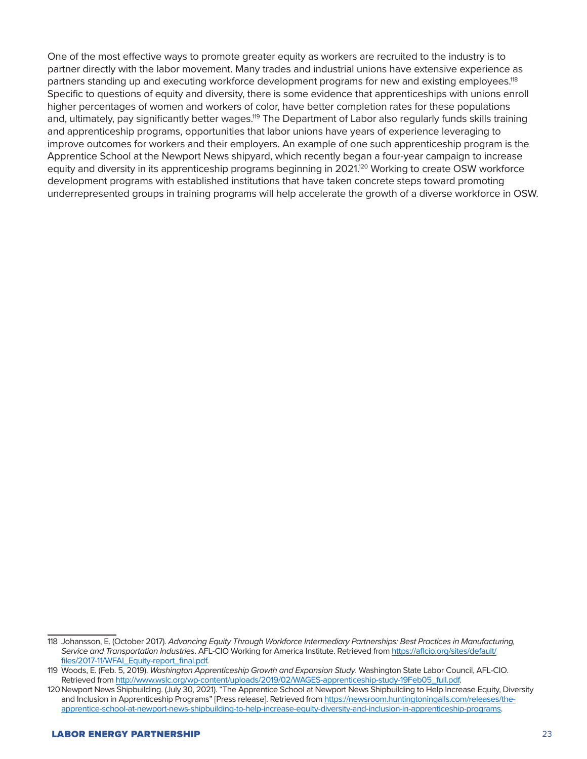One of the most effective ways to promote greater equity as workers are recruited to the industry is to partner directly with the labor movement. Many trades and industrial unions have extensive experience as partners standing up and executing workforce development programs for new and existing employees.[118] Specific to questions of equity and diversity, there is some evidence that apprenticeships with unions enroll higher percentages of women and workers of color, have better completion rates for these populations and, ultimately, pay significantly better wages.[119] The Department of Labor also regularly funds skills training and apprenticeship programs, opportunities that labor unions have years of experience leveraging to improve outcomes for workers and their employers. An example of one such apprenticeship program is the Apprentice School at the Newport News shipyard, which recently began a four-year campaign to increase equity and diversity in its apprenticeship programs beginning in 2021.[120] Working to create OSW workforce development programs with established institutions that have taken concrete steps toward promoting underrepresented groups in training programs will help accelerate the growth of a diverse workforce in OSW.

---

118 Johansson, E. (October 2017). *Advancing Equity Through Workforce Intermediary Partnerships: Best Practices in Manufacturing, Service and Transportation Industries*. AFL-CIO Working for America Institute. Retrieved from https://aflcio.org/sites/default/files/2017-11/WFAI_Equity-report_final.pdf.

119 Woods, E. (Feb. 5, 2019). *Washington Apprenticeship Growth and Expansion Study*. Washington State Labor Council, AFL-CIO. Retrieved from http://www.wslc.org/wp-content/uploads/2019/02/WAGES-apprenticeship-study-19Feb05_full.pdf.

120 Newport News Shipbuilding. (July 30, 2021). "The Apprentice School at Newport News Shipbuilding to Help Increase Equity, Diversity and Inclusion in Apprenticeship Programs" [Press release]. Retrieved from https://newsroom.huntingtoningalls.com/releases/the-apprentice-school-at-newport-news-shipbuilding-to-help-increase-equity-diversity-and-inclusion-in-apprenticeship-programs.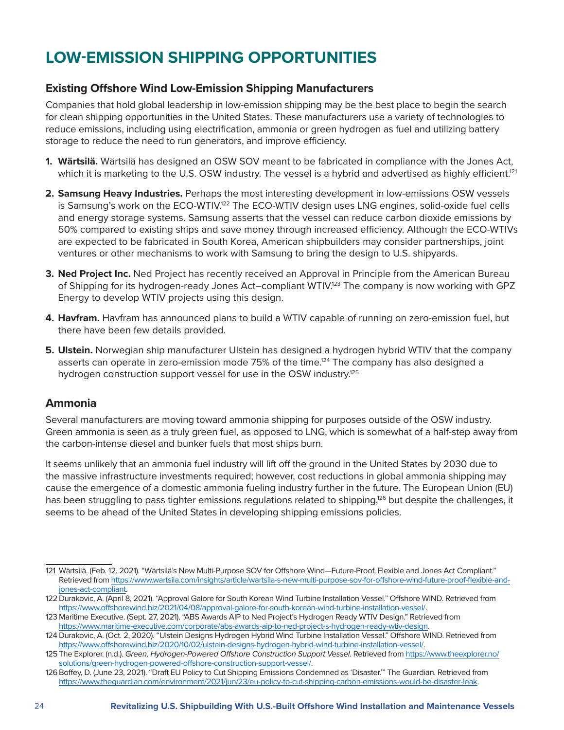# LOW-EMISSION SHIPPING OPPORTUNITIES

## Existing Offshore Wind Low-Emission Shipping Manufacturers

Companies that hold global leadership in low-emission shipping may be the best place to begin the search for clean shipping opportunities in the United States. These manufacturers use a variety of technologies to reduce emissions, including using electrification, ammonia or green hydrogen as fuel and utilizing battery storage to reduce the need to run generators, and improve efficiency.

1. **Wärtsilä.** Wärtsilä has designed an OSW SOV meant to be fabricated in compliance with the Jones Act, which it is marketing to the U.S. OSW industry. The vessel is a hybrid and advertised as highly efficient.[121]

2. **Samsung Heavy Industries.** Perhaps the most interesting development in low-emissions OSW vessels is Samsung's work on the ECO-WTIV.[122] The ECO-WTIV design uses LNG engines, solid-oxide fuel cells and energy storage systems. Samsung asserts that the vessel can reduce carbon dioxide emissions by 50% compared to existing ships and save money through increased efficiency. Although the ECO-WTIVs are expected to be fabricated in South Korea, American shipbuilders may consider partnerships, joint ventures or other mechanisms to work with Samsung to bring the design to U.S. shipyards.

3. **Ned Project Inc.** Ned Project has recently received an Approval in Principle from the American Bureau of Shipping for its hydrogen-ready Jones Act–compliant WTIV.[123] The company is now working with GPZ Energy to develop WTIV projects using this design.

4. **Havfram.** Havfram has announced plans to build a WTIV capable of running on zero-emission fuel, but there have been few details provided.

5. **Ulstein.** Norwegian ship manufacturer Ulstein has designed a hydrogen hybrid WTIV that the company asserts can operate in zero-emission mode 75% of the time.[124] The company has also designed a hydrogen construction support vessel for use in the OSW industry.[125]

## Ammonia

Several manufacturers are moving toward ammonia shipping for purposes outside of the OSW industry. Green ammonia is seen as a truly green fuel, as opposed to LNG, which is somewhat of a half-step away from the carbon-intense diesel and bunker fuels that most ships burn.

It seems unlikely that an ammonia fuel industry will lift off the ground in the United States by 2030 due to the massive infrastructure investments required; however, cost reductions in global ammonia shipping may cause the emergence of a domestic ammonia fueling industry further in the future. The European Union (EU) has been struggling to pass tighter emissions regulations related to shipping,[126] but despite the challenges, it seems to be ahead of the United States in developing shipping emissions policies.

---

121 Wärtsilä. (Feb. 12, 2021). "Wärtsilä's New Multi-Purpose SOV for Offshore Wind—Future-Proof, Flexible and Jones Act Compliant." Retrieved from https://www.wartsila.com/insights/article/wartsila-s-new-multi-purpose-sov-for-offshore-wind-future-proof-flexible-and-jones-act-compliant.

122 Durakovic, A. (April 8, 2021). "Approval Galore for South Korean Wind Turbine Installation Vessel." Offshore WIND. Retrieved from https://www.offshorewind.biz/2021/04/08/approval-galore-for-south-korean-wind-turbine-installation-vessel/.

123 Maritime Executive. (Sept. 27, 2021). "ABS Awards AIP to Ned Project's Hydrogen Ready WTIV Design." Retrieved from https://www.maritime-executive.com/corporate/abs-awards-aip-to-ned-project-s-hydrogen-ready-wtiv-design.

124 Durakovic, A. (Oct. 2, 2020). "Ulstein Designs Hydrogen Hybrid Wind Turbine Installation Vessel." Offshore WIND. Retrieved from https://www.offshorewind.biz/2020/10/02/ulstein-designs-hydrogen-hybrid-wind-turbine-installation-vessel/.

125 The Explorer. (n.d.). *Green, Hydrogen-Powered Offshore Construction Support Vessel*. Retrieved from https://www.theexplorer.no/solutions/green-hydrogen-powered-offshore-construction-support-vessel/.

126 Boffey, D. (June 23, 2021). "Draft EU Policy to Cut Shipping Emissions Condemned as 'Disaster.'" The Guardian. Retrieved from https://www.theguardian.com/environment/2021/jun/23/eu-policy-to-cut-shipping-carbon-emissions-would-be-disaster-leak.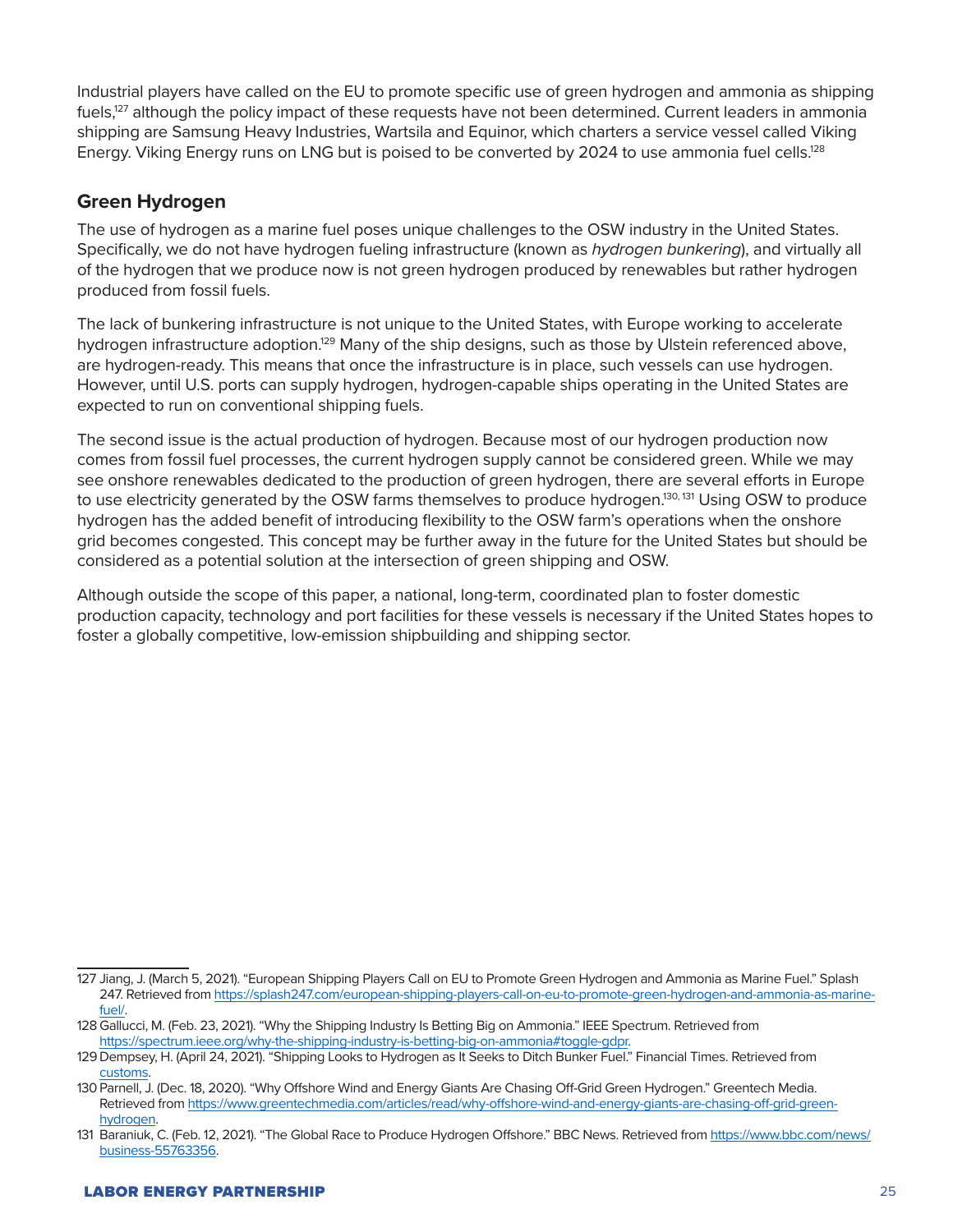Industrial players have called on the EU to promote specific use of green hydrogen and ammonia as shipping fuels,[127] although the policy impact of these requests have not been determined. Current leaders in ammonia shipping are Samsung Heavy Industries, Wartsila and Equinor, which charters a service vessel called Viking Energy. Viking Energy runs on LNG but is poised to be converted by 2024 to use ammonia fuel cells.[128]

## Green Hydrogen

The use of hydrogen as a marine fuel poses unique challenges to the OSW industry in the United States. Specifically, we do not have hydrogen fueling infrastructure (known as *hydrogen bunkering*), and virtually all of the hydrogen that we produce now is not green hydrogen produced by renewables but rather hydrogen produced from fossil fuels.

The lack of bunkering infrastructure is not unique to the United States, with Europe working to accelerate hydrogen infrastructure adoption.[129] Many of the ship designs, such as those by Ulstein referenced above, are hydrogen-ready. This means that once the infrastructure is in place, such vessels can use hydrogen. However, until U.S. ports can supply hydrogen, hydrogen-capable ships operating in the United States are expected to run on conventional shipping fuels.

The second issue is the actual production of hydrogen. Because most of our hydrogen production now comes from fossil fuel processes, the current hydrogen supply cannot be considered green. While we may see onshore renewables dedicated to the production of green hydrogen, there are several efforts in Europe to use electricity generated by the OSW farms themselves to produce hydrogen.[130, 131] Using OSW to produce hydrogen has the added benefit of introducing flexibility to the OSW farm's operations when the onshore grid becomes congested. This concept may be further away in the future for the United States but should be considered as a potential solution at the intersection of green shipping and OSW.

Although outside the scope of this paper, a national, long-term, coordinated plan to foster domestic production capacity, technology and port facilities for these vessels is necessary if the United States hopes to foster a globally competitive, low-emission shipbuilding and shipping sector.

---

127 Jiang, J. (March 5, 2021). "European Shipping Players Call on EU to Promote Green Hydrogen and Ammonia as Marine Fuel." Splash 247. Retrieved from https://splash247.com/european-shipping-players-call-on-eu-to-promote-green-hydrogen-and-ammonia-as-marine-fuel/.

128 Gallucci, M. (Feb. 23, 2021). "Why the Shipping Industry Is Betting Big on Ammonia." IEEE Spectrum. Retrieved from https://spectrum.ieee.org/why-the-shipping-industry-is-betting-big-on-ammonia#toggle-gdpr.

129 Dempsey, H. (April 24, 2021). "Shipping Looks to Hydrogen as It Seeks to Ditch Bunker Fuel." Financial Times. Retrieved from customs.

130 Parnell, J. (Dec. 18, 2020). "Why Offshore Wind and Energy Giants Are Chasing Off-Grid Green Hydrogen." Greentech Media. Retrieved from https://www.greentechmedia.com/articles/read/why-offshore-wind-and-energy-giants-are-chasing-off-grid-green-hydrogen.

131 Baraniuk, C. (Feb. 12, 2021). "The Global Race to Produce Hydrogen Offshore." BBC News. Retrieved from https://www.bbc.com/news/business-55763356.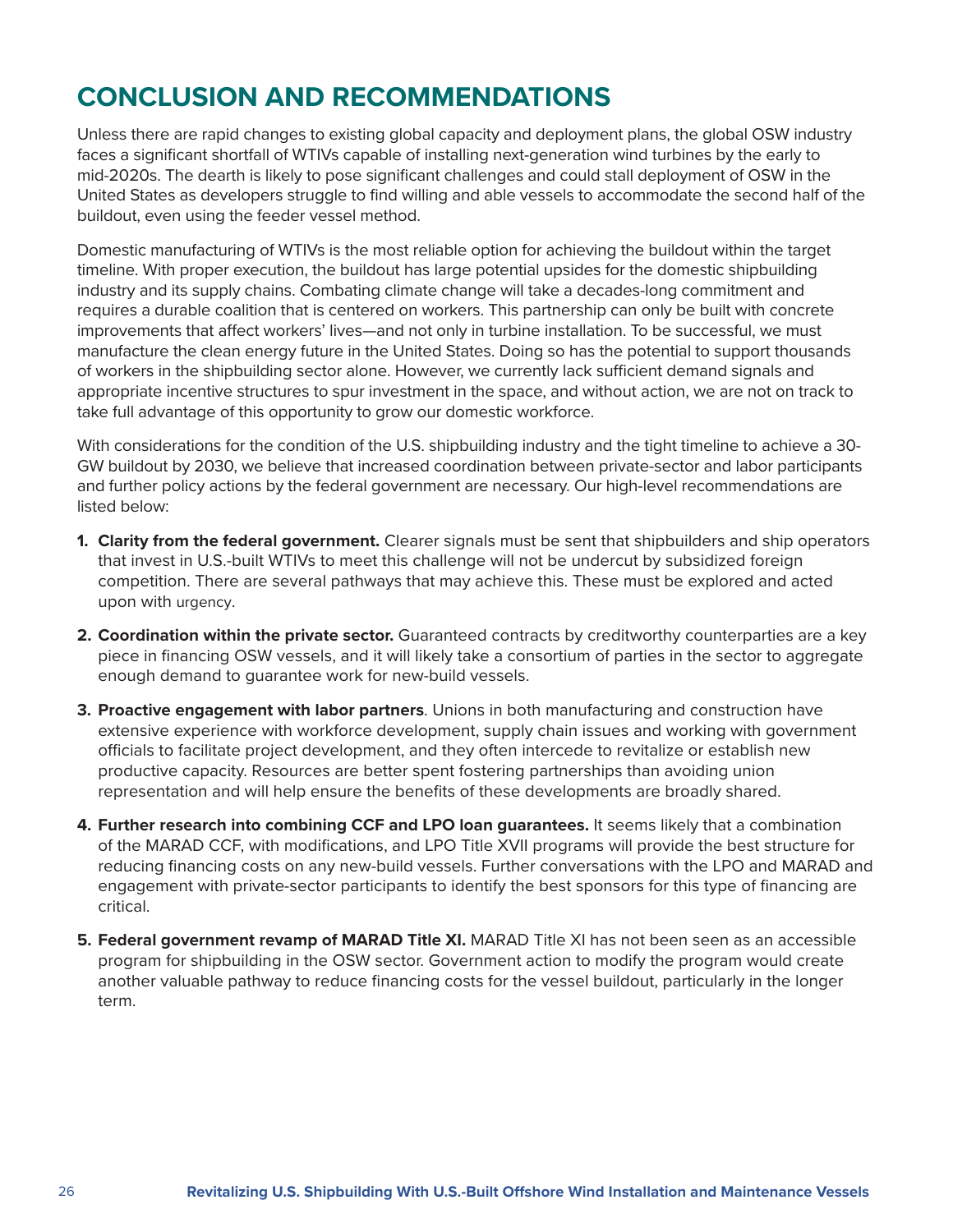# CONCLUSION AND RECOMMENDATIONS

Unless there are rapid changes to existing global capacity and deployment plans, the global OSW industry faces a significant shortfall of WTIVs capable of installing next-generation wind turbines by the early to mid-2020s. The dearth is likely to pose significant challenges and could stall deployment of OSW in the United States as developers struggle to find willing and able vessels to accommodate the second half of the buildout, even using the feeder vessel method.

Domestic manufacturing of WTIVs is the most reliable option for achieving the buildout within the target timeline. With proper execution, the buildout has large potential upsides for the domestic shipbuilding industry and its supply chains. Combating climate change will take a decades-long commitment and requires a durable coalition that is centered on workers. This partnership can only be built with concrete improvements that affect workers' lives—and not only in turbine installation. To be successful, we must manufacture the clean energy future in the United States. Doing so has the potential to support thousands of workers in the shipbuilding sector alone. However, we currently lack sufficient demand signals and appropriate incentive structures to spur investment in the space, and without action, we are not on track to take full advantage of this opportunity to grow our domestic workforce.

With considerations for the condition of the U.S. shipbuilding industry and the tight timeline to achieve a 30-GW buildout by 2030, we believe that increased coordination between private-sector and labor participants and further policy actions by the federal government are necessary. Our high-level recommendations are listed below:

1. **Clarity from the federal government.** Clearer signals must be sent that shipbuilders and ship operators that invest in U.S.-built WTIVs to meet this challenge will not be undercut by subsidized foreign competition. There are several pathways that may achieve this. These must be explored and acted upon with urgency.
2. **Coordination within the private sector.** Guaranteed contracts by creditworthy counterparties are a key piece in financing OSW vessels, and it will likely take a consortium of parties in the sector to aggregate enough demand to guarantee work for new-build vessels.
3. **Proactive engagement with labor partners**. Unions in both manufacturing and construction have extensive experience with workforce development, supply chain issues and working with government officials to facilitate project development, and they often intercede to revitalize or establish new productive capacity. Resources are better spent fostering partnerships than avoiding union representation and will help ensure the benefits of these developments are broadly shared.
4. **Further research into combining CCF and LPO loan guarantees.** It seems likely that a combination of the MARAD CCF, with modifications, and LPO Title XVII programs will provide the best structure for reducing financing costs on any new-build vessels. Further conversations with the LPO and MARAD and engagement with private-sector participants to identify the best sponsors for this type of financing are critical.
5. **Federal government revamp of MARAD Title XI.** MARAD Title XI has not been seen as an accessible program for shipbuilding in the OSW sector. Government action to modify the program would create another valuable pathway to reduce financing costs for the vessel buildout, particularly in the longer term.